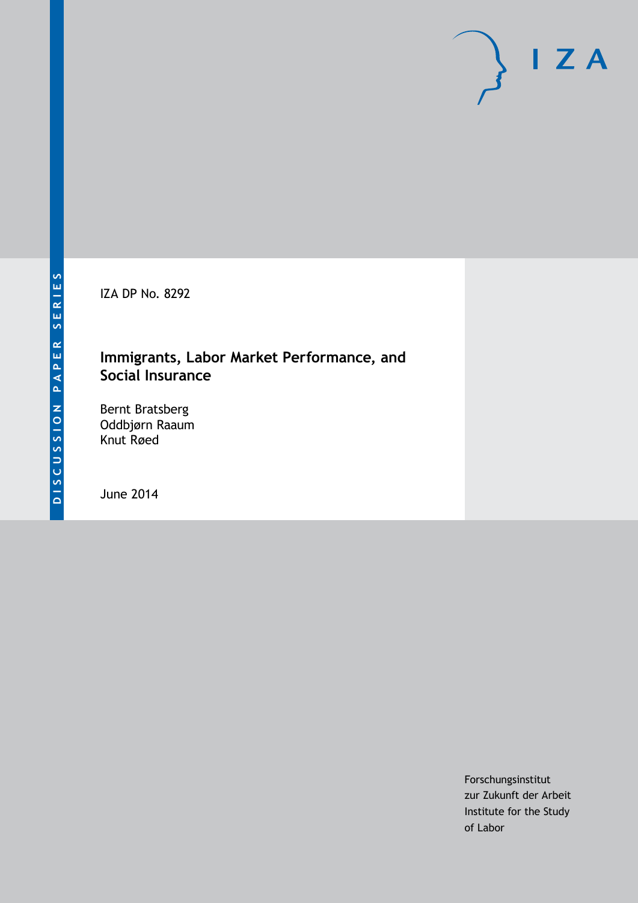DISCUSSION PAPER SERIES

IZA DP No. 8292

# Immigrants, Labor Market Performance, and Social Insurance

Bernt Bratsberg
Oddbjørn Raaum
Knut Røed

June 2014

Forschungsinstitut
zur Zukunft der Arbeit
Institute for the Study
of Labor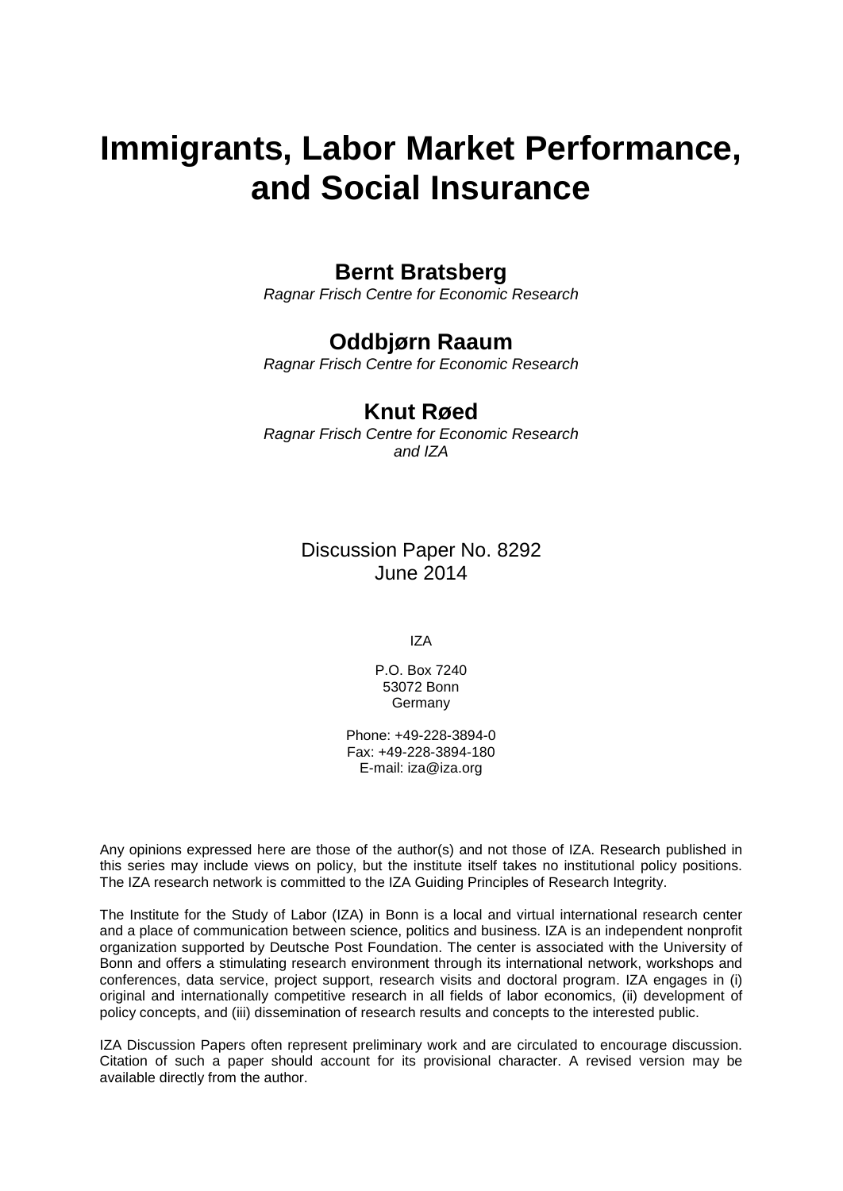# Immigrants, Labor Market Performance, and Social Insurance

**Bernt Bratsberg**
*Ragnar Frisch Centre for Economic Research*

**Oddbjørn Raaum**
*Ragnar Frisch Centre for Economic Research*

**Knut Røed**
*Ragnar Frisch Centre for Economic Research and IZA*

Discussion Paper No. 8292
June 2014

IZA

P.O. Box 7240
53072 Bonn
Germany

Phone: +49-228-3894-0
Fax: +49-228-3894-180
E-mail: iza@iza.org

Any opinions expressed here are those of the author(s) and not those of IZA. Research published in this series may include views on policy, but the institute itself takes no institutional policy positions. The IZA research network is committed to the IZA Guiding Principles of Research Integrity.

The Institute for the Study of Labor (IZA) in Bonn is a local and virtual international research center and a place of communication between science, politics and business. IZA is an independent nonprofit organization supported by Deutsche Post Foundation. The center is associated with the University of Bonn and offers a stimulating research environment through its international network, workshops and conferences, data service, project support, research visits and doctoral program. IZA engages in (i) original and internationally competitive research in all fields of labor economics, (ii) development of policy concepts, and (iii) dissemination of research results and concepts to the interested public.

IZA Discussion Papers often represent preliminary work and are circulated to encourage discussion. Citation of such a paper should account for its provisional character. A revised version may be available directly from the author.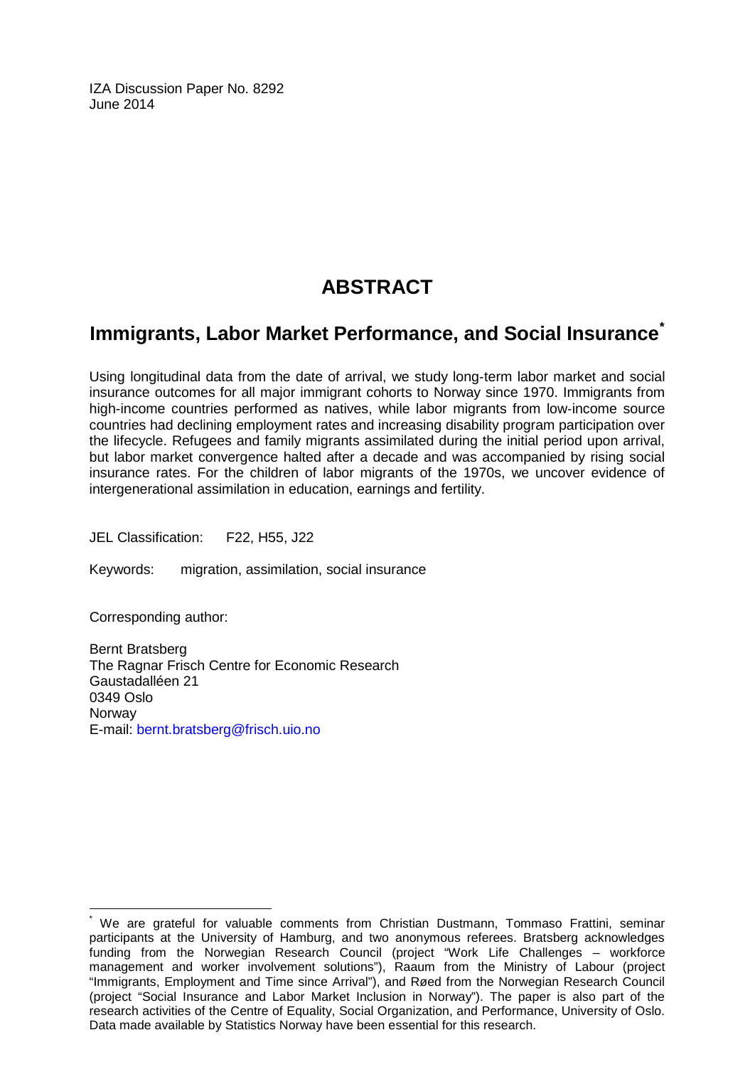IZA Discussion Paper No. 8292
June 2014

# ABSTRACT

## Immigrants, Labor Market Performance, and Social Insurance*

Using longitudinal data from the date of arrival, we study long-term labor market and social insurance outcomes for all major immigrant cohorts to Norway since 1970. Immigrants from high-income countries performed as natives, while labor migrants from low-income source countries had declining employment rates and increasing disability program participation over the lifecycle. Refugees and family migrants assimilated during the initial period upon arrival, but labor market convergence halted after a decade and was accompanied by rising social insurance rates. For the children of labor migrants of the 1970s, we uncover evidence of intergenerational assimilation in education, earnings and fertility.

JEL Classification: F22, H55, J22

Keywords: migration, assimilation, social insurance

Corresponding author:

Bernt Bratsberg
The Ragnar Frisch Centre for Economic Research
Gaustadalléen 21
0349 Oslo
Norway
E-mail: bernt.bratsberg@frisch.uio.no

---

* We are grateful for valuable comments from Christian Dustmann, Tommaso Frattini, seminar participants at the University of Hamburg, and two anonymous referees. Bratsberg acknowledges funding from the Norwegian Research Council (project "Work Life Challenges – workforce management and worker involvement solutions"), Raaum from the Ministry of Labour (project "Immigrants, Employment and Time since Arrival"), and Røed from the Norwegian Research Council (project "Social Insurance and Labor Market Inclusion in Norway"). The paper is also part of the research activities of the Centre of Equality, Social Organization, and Performance, University of Oslo. Data made available by Statistics Norway have been essential for this research.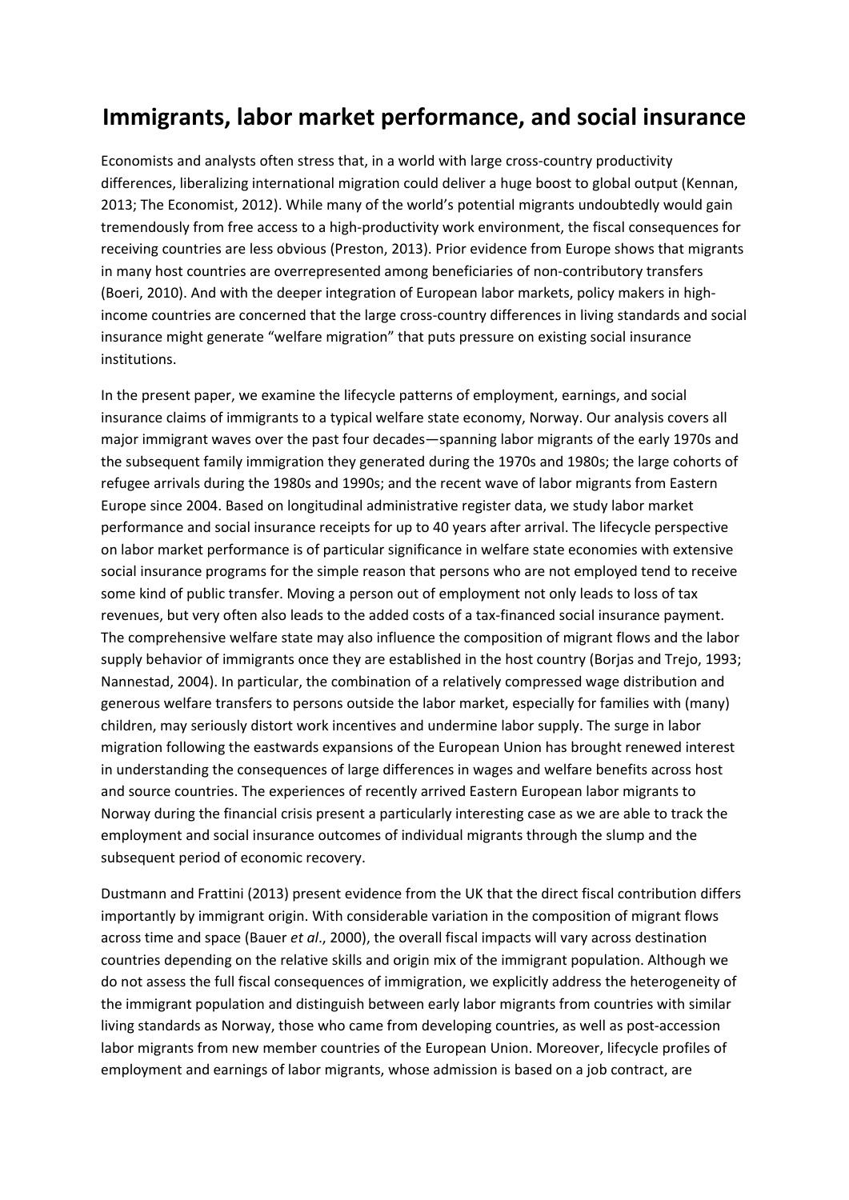# Immigrants, labor market performance, and social insurance

Economists and analysts often stress that, in a world with large cross-country productivity differences, liberalizing international migration could deliver a huge boost to global output (Kennan, 2013; The Economist, 2012). While many of the world's potential migrants undoubtedly would gain tremendously from free access to a high-productivity work environment, the fiscal consequences for receiving countries are less obvious (Preston, 2013). Prior evidence from Europe shows that migrants in many host countries are overrepresented among beneficiaries of non-contributory transfers (Boeri, 2010). And with the deeper integration of European labor markets, policy makers in high-income countries are concerned that the large cross-country differences in living standards and social insurance might generate "welfare migration" that puts pressure on existing social insurance institutions.

In the present paper, we examine the lifecycle patterns of employment, earnings, and social insurance claims of immigrants to a typical welfare state economy, Norway. Our analysis covers all major immigrant waves over the past four decades—spanning labor migrants of the early 1970s and the subsequent family immigration they generated during the 1970s and 1980s; the large cohorts of refugee arrivals during the 1980s and 1990s; and the recent wave of labor migrants from Eastern Europe since 2004. Based on longitudinal administrative register data, we study labor market performance and social insurance receipts for up to 40 years after arrival. The lifecycle perspective on labor market performance is of particular significance in welfare state economies with extensive social insurance programs for the simple reason that persons who are not employed tend to receive some kind of public transfer. Moving a person out of employment not only leads to loss of tax revenues, but very often also leads to the added costs of a tax-financed social insurance payment. The comprehensive welfare state may also influence the composition of migrant flows and the labor supply behavior of immigrants once they are established in the host country (Borjas and Trejo, 1993; Nannestad, 2004). In particular, the combination of a relatively compressed wage distribution and generous welfare transfers to persons outside the labor market, especially for families with (many) children, may seriously distort work incentives and undermine labor supply. The surge in labor migration following the eastwards expansions of the European Union has brought renewed interest in understanding the consequences of large differences in wages and welfare benefits across host and source countries. The experiences of recently arrived Eastern European labor migrants to Norway during the financial crisis present a particularly interesting case as we are able to track the employment and social insurance outcomes of individual migrants through the slump and the subsequent period of economic recovery.

Dustmann and Frattini (2013) present evidence from the UK that the direct fiscal contribution differs importantly by immigrant origin. With considerable variation in the composition of migrant flows across time and space (Bauer *et al*., 2000), the overall fiscal impacts will vary across destination countries depending on the relative skills and origin mix of the immigrant population. Although we do not assess the full fiscal consequences of immigration, we explicitly address the heterogeneity of the immigrant population and distinguish between early labor migrants from countries with similar living standards as Norway, those who came from developing countries, as well as post-accession labor migrants from new member countries of the European Union. Moreover, lifecycle profiles of employment and earnings of labor migrants, whose admission is based on a job contract, are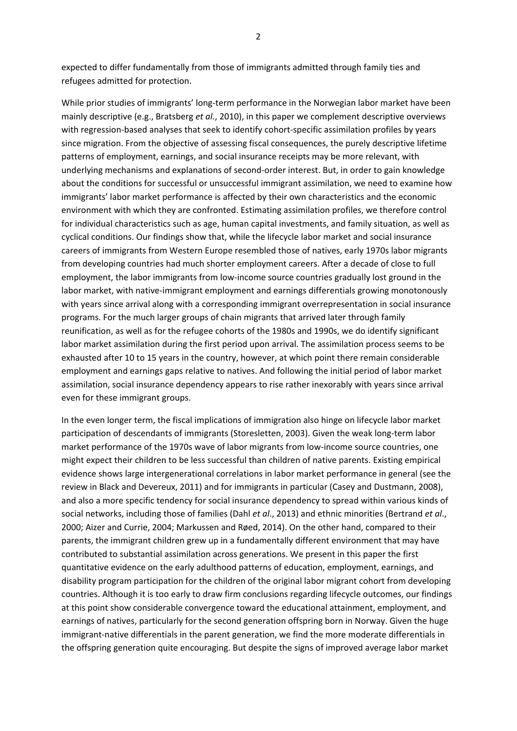expected to differ fundamentally from those of immigrants admitted through family ties and refugees admitted for protection.

While prior studies of immigrants' long-term performance in the Norwegian labor market have been mainly descriptive (e.g., Bratsberg *et al.*, 2010), in this paper we complement descriptive overviews with regression-based analyses that seek to identify cohort-specific assimilation profiles by years since migration. From the objective of assessing fiscal consequences, the purely descriptive lifetime patterns of employment, earnings, and social insurance receipts may be more relevant, with underlying mechanisms and explanations of second-order interest. But, in order to gain knowledge about the conditions for successful or unsuccessful immigrant assimilation, we need to examine how immigrants' labor market performance is affected by their own characteristics and the economic environment with which they are confronted. Estimating assimilation profiles, we therefore control for individual characteristics such as age, human capital investments, and family situation, as well as cyclical conditions. Our findings show that, while the lifecycle labor market and social insurance careers of immigrants from Western Europe resembled those of natives, early 1970s labor migrants from developing countries had much shorter employment careers. After a decade of close to full employment, the labor immigrants from low-income source countries gradually lost ground in the labor market, with native-immigrant employment and earnings differentials growing monotonously with years since arrival along with a corresponding immigrant overrepresentation in social insurance programs. For the much larger groups of chain migrants that arrived later through family reunification, as well as for the refugee cohorts of the 1980s and 1990s, we do identify significant labor market assimilation during the first period upon arrival. The assimilation process seems to be exhausted after 10 to 15 years in the country, however, at which point there remain considerable employment and earnings gaps relative to natives. And following the initial period of labor market assimilation, social insurance dependency appears to rise rather inexorably with years since arrival even for these immigrant groups.

In the even longer term, the fiscal implications of immigration also hinge on lifecycle labor market participation of descendants of immigrants (Storesletten, 2003). Given the weak long-term labor market performance of the 1970s wave of labor migrants from low-income source countries, one might expect their children to be less successful than children of native parents. Existing empirical evidence shows large intergenerational correlations in labor market performance in general (see the review in Black and Devereux, 2011) and for immigrants in particular (Casey and Dustmann, 2008), and also a more specific tendency for social insurance dependency to spread within various kinds of social networks, including those of families (Dahl *et al*., 2013) and ethnic minorities (Bertrand *et al*., 2000; Aizer and Currie, 2004; Markussen and Røed, 2014). On the other hand, compared to their parents, the immigrant children grew up in a fundamentally different environment that may have contributed to substantial assimilation across generations. We present in this paper the first quantitative evidence on the early adulthood patterns of education, employment, earnings, and disability program participation for the children of the original labor migrant cohort from developing countries. Although it is too early to draw firm conclusions regarding lifecycle outcomes, our findings at this point show considerable convergence toward the educational attainment, employment, and earnings of natives, particularly for the second generation offspring born in Norway. Given the huge immigrant-native differentials in the parent generation, we find the more moderate differentials in the offspring generation quite encouraging. But despite the signs of improved average labor market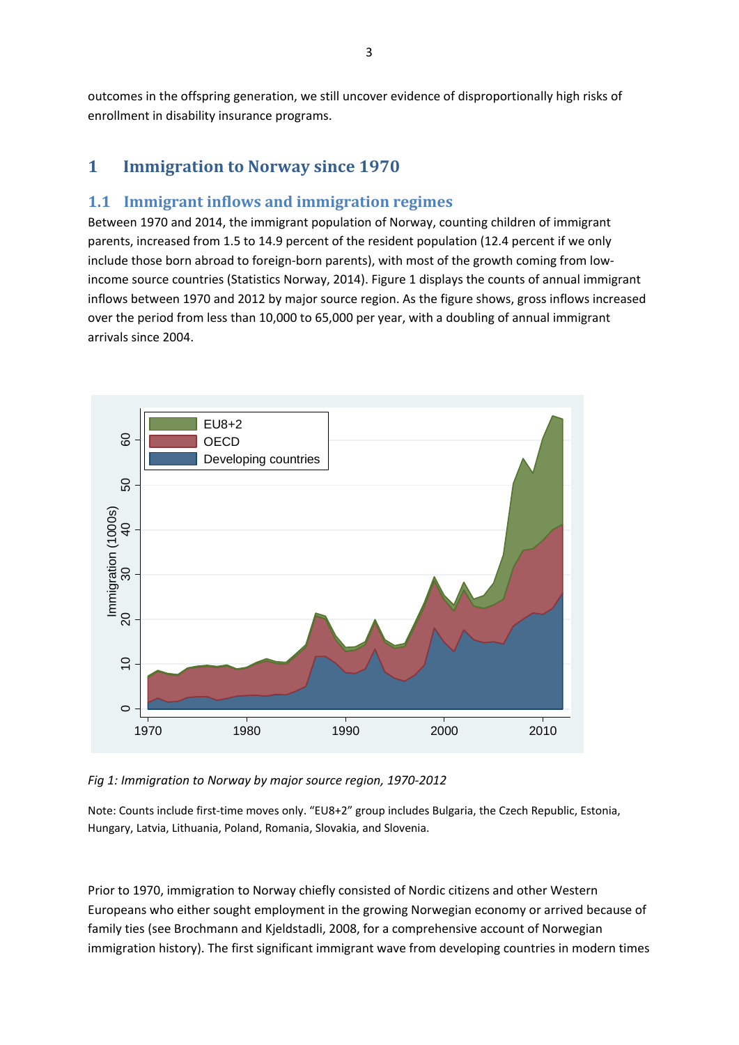outcomes in the offspring generation, we still uncover evidence of disproportionally high risks of enrollment in disability insurance programs.

# 1 Immigration to Norway since 1970

## 1.1 Immigrant inflows and immigration regimes

Between 1970 and 2014, the immigrant population of Norway, counting children of immigrant parents, increased from 1.5 to 14.9 percent of the resident population (12.4 percent if we only include those born abroad to foreign-born parents), with most of the growth coming from low-income source countries (Statistics Norway, 2014). Figure 1 displays the counts of annual immigrant inflows between 1970 and 2012 by major source region. As the figure shows, gross inflows increased over the period from less than 10,000 to 65,000 per year, with a doubling of annual immigrant arrivals since 2004.

*Fig 1: Immigration to Norway by major source region, 1970-2012*

Note: Counts include first-time moves only. "EU8+2" group includes Bulgaria, the Czech Republic, Estonia, Hungary, Latvia, Lithuania, Poland, Romania, Slovakia, and Slovenia.

Prior to 1970, immigration to Norway chiefly consisted of Nordic citizens and other Western Europeans who either sought employment in the growing Norwegian economy or arrived because of family ties (see Brochmann and Kjeldstadli, 2008, for a comprehensive account of Norwegian immigration history). The first significant immigrant wave from developing countries in modern times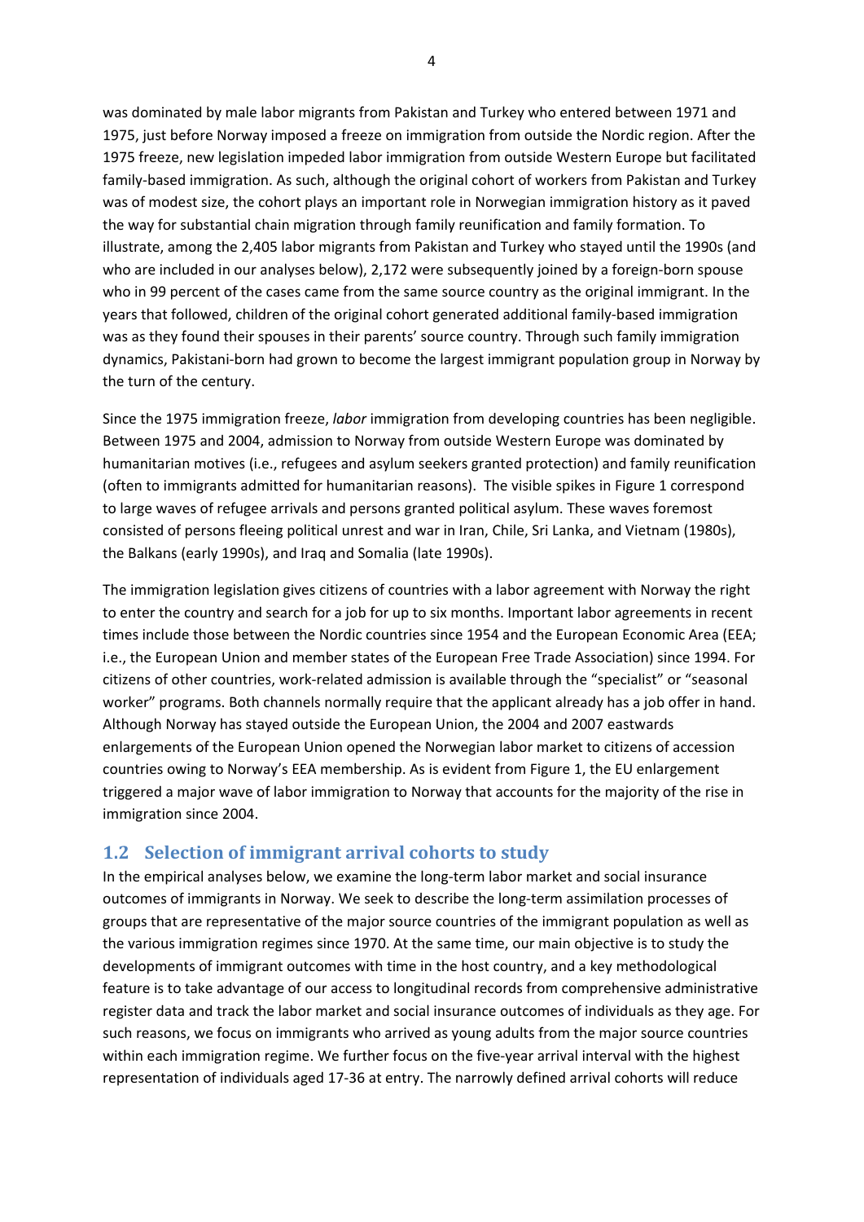was dominated by male labor migrants from Pakistan and Turkey who entered between 1971 and 1975, just before Norway imposed a freeze on immigration from outside the Nordic region. After the 1975 freeze, new legislation impeded labor immigration from outside Western Europe but facilitated family-based immigration. As such, although the original cohort of workers from Pakistan and Turkey was of modest size, the cohort plays an important role in Norwegian immigration history as it paved the way for substantial chain migration through family reunification and family formation. To illustrate, among the 2,405 labor migrants from Pakistan and Turkey who stayed until the 1990s (and who are included in our analyses below), 2,172 were subsequently joined by a foreign-born spouse who in 99 percent of the cases came from the same source country as the original immigrant. In the years that followed, children of the original cohort generated additional family-based immigration was as they found their spouses in their parents' source country. Through such family immigration dynamics, Pakistani-born had grown to become the largest immigrant population group in Norway by the turn of the century.

Since the 1975 immigration freeze, *labor* immigration from developing countries has been negligible. Between 1975 and 2004, admission to Norway from outside Western Europe was dominated by humanitarian motives (i.e., refugees and asylum seekers granted protection) and family reunification (often to immigrants admitted for humanitarian reasons). The visible spikes in Figure 1 correspond to large waves of refugee arrivals and persons granted political asylum. These waves foremost consisted of persons fleeing political unrest and war in Iran, Chile, Sri Lanka, and Vietnam (1980s), the Balkans (early 1990s), and Iraq and Somalia (late 1990s).

The immigration legislation gives citizens of countries with a labor agreement with Norway the right to enter the country and search for a job for up to six months. Important labor agreements in recent times include those between the Nordic countries since 1954 and the European Economic Area (EEA; i.e., the European Union and member states of the European Free Trade Association) since 1994. For citizens of other countries, work-related admission is available through the "specialist" or "seasonal worker" programs. Both channels normally require that the applicant already has a job offer in hand. Although Norway has stayed outside the European Union, the 2004 and 2007 eastwards enlargements of the European Union opened the Norwegian labor market to citizens of accession countries owing to Norway's EEA membership. As is evident from Figure 1, the EU enlargement triggered a major wave of labor immigration to Norway that accounts for the majority of the rise in immigration since 2004.

## 1.2 Selection of immigrant arrival cohorts to study

In the empirical analyses below, we examine the long-term labor market and social insurance outcomes of immigrants in Norway. We seek to describe the long-term assimilation processes of groups that are representative of the major source countries of the immigrant population as well as the various immigration regimes since 1970. At the same time, our main objective is to study the developments of immigrant outcomes with time in the host country, and a key methodological feature is to take advantage of our access to longitudinal records from comprehensive administrative register data and track the labor market and social insurance outcomes of individuals as they age. For such reasons, we focus on immigrants who arrived as young adults from the major source countries within each immigration regime. We further focus on the five-year arrival interval with the highest representation of individuals aged 17-36 at entry. The narrowly defined arrival cohorts will reduce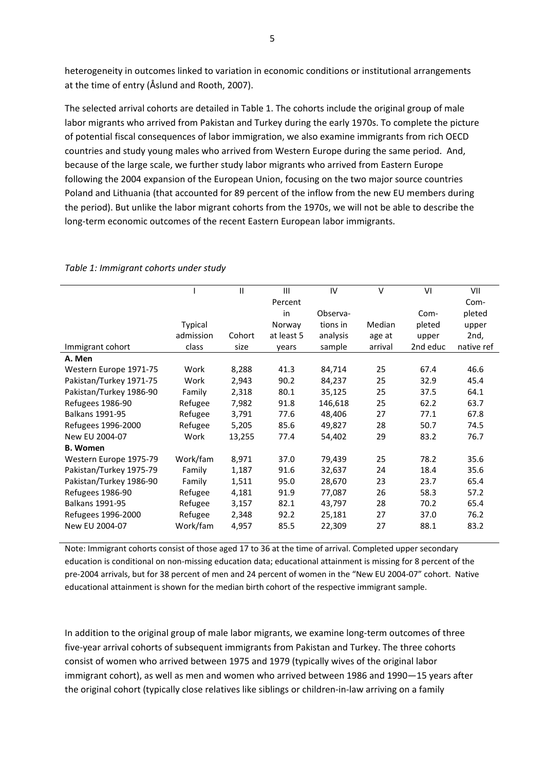heterogeneity in outcomes linked to variation in economic conditions or institutional arrangements at the time of entry (Åslund and Rooth, 2007).

The selected arrival cohorts are detailed in Table 1. The cohorts include the original group of male labor migrants who arrived from Pakistan and Turkey during the early 1970s. To complete the picture of potential fiscal consequences of labor immigration, we also examine immigrants from rich OECD countries and study young males who arrived from Western Europe during the same period. And, because of the large scale, we further study labor migrants who arrived from Eastern Europe following the 2004 expansion of the European Union, focusing on the two major source countries Poland and Lithuania (that accounted for 89 percent of the inflow from the new EU members during the period). But unlike the labor migrant cohorts from the 1970s, we will not be able to describe the long-term economic outcomes of the recent Eastern European labor immigrants.

*Table 1: Immigrant cohorts under study*

| | I | II | III | IV | V | VI | VII |
|---|---|---|---|---|---|---|---|
| Immigrant cohort | Typical admission class | Cohort size | Percent in Norway at least 5 years | Observations in analysis sample | Median age at arrival | Completed upper 2nd educ | Completed upper 2nd, native ref |
| **A. Men** | | | | | | | |
| Western Europe 1971-75 | Work | 8,288 | 41.3 | 84,714 | 25 | 67.4 | 46.6 |
| Pakistan/Turkey 1971-75 | Work | 2,943 | 90.2 | 84,237 | 25 | 32.9 | 45.4 |
| Pakistan/Turkey 1986-90 | Family | 2,318 | 80.1 | 35,125 | 25 | 37.5 | 64.1 |
| Refugees 1986-90 | Refugee | 7,982 | 91.8 | 146,618 | 25 | 62.2 | 63.7 |
| Balkans 1991-95 | Refugee | 3,791 | 77.6 | 48,406 | 27 | 77.1 | 67.8 |
| Refugees 1996-2000 | Refugee | 5,205 | 85.6 | 49,827 | 28 | 50.7 | 74.5 |
| New EU 2004-07 | Work | 13,255 | 77.4 | 54,402 | 29 | 83.2 | 76.7 |
| **B. Women** | | | | | | | |
| Western Europe 1975-79 | Work/fam | 8,971 | 37.0 | 79,439 | 25 | 78.2 | 35.6 |
| Pakistan/Turkey 1975-79 | Family | 1,187 | 91.6 | 32,637 | 24 | 18.4 | 35.6 |
| Pakistan/Turkey 1986-90 | Family | 1,511 | 95.0 | 28,670 | 23 | 23.7 | 65.4 |
| Refugees 1986-90 | Refugee | 4,181 | 91.9 | 77,087 | 26 | 58.3 | 57.2 |
| Balkans 1991-95 | Refugee | 3,157 | 82.1 | 43,797 | 28 | 70.2 | 65.4 |
| Refugees 1996-2000 | Refugee | 2,348 | 92.2 | 25,181 | 27 | 37.0 | 76.2 |
| New EU 2004-07 | Work/fam | 4,957 | 85.5 | 22,309 | 27 | 88.1 | 83.2 |

Note: Immigrant cohorts consist of those aged 17 to 36 at the time of arrival. Completed upper secondary education is conditional on non-missing education data; educational attainment is missing for 8 percent of the pre-2004 arrivals, but for 38 percent of men and 24 percent of women in the "New EU 2004-07" cohort. Native educational attainment is shown for the median birth cohort of the respective immigrant sample.

In addition to the original group of male labor migrants, we examine long-term outcomes of three five-year arrival cohorts of subsequent immigrants from Pakistan and Turkey. The three cohorts consist of women who arrived between 1975 and 1979 (typically wives of the original labor immigrant cohort), as well as men and women who arrived between 1986 and 1990—15 years after the original cohort (typically close relatives like siblings or children-in-law arriving on a family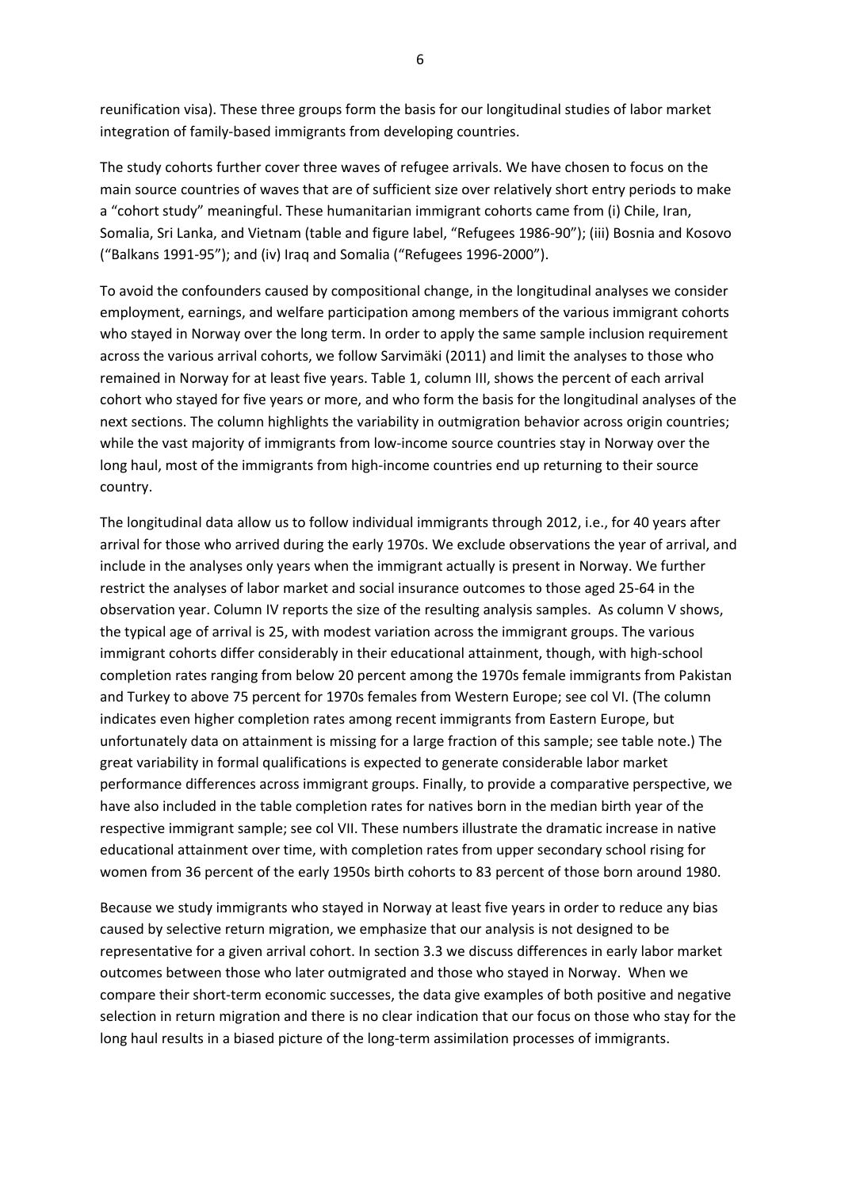reunification visa). These three groups form the basis for our longitudinal studies of labor market integration of family-based immigrants from developing countries.

The study cohorts further cover three waves of refugee arrivals. We have chosen to focus on the main source countries of waves that are of sufficient size over relatively short entry periods to make a "cohort study" meaningful. These humanitarian immigrant cohorts came from (i) Chile, Iran, Somalia, Sri Lanka, and Vietnam (table and figure label, "Refugees 1986-90"); (iii) Bosnia and Kosovo ("Balkans 1991-95"); and (iv) Iraq and Somalia ("Refugees 1996-2000").

To avoid the confounders caused by compositional change, in the longitudinal analyses we consider employment, earnings, and welfare participation among members of the various immigrant cohorts who stayed in Norway over the long term. In order to apply the same sample inclusion requirement across the various arrival cohorts, we follow Sarvimäki (2011) and limit the analyses to those who remained in Norway for at least five years. Table 1, column III, shows the percent of each arrival cohort who stayed for five years or more, and who form the basis for the longitudinal analyses of the next sections. The column highlights the variability in outmigration behavior across origin countries; while the vast majority of immigrants from low-income source countries stay in Norway over the long haul, most of the immigrants from high-income countries end up returning to their source country.

The longitudinal data allow us to follow individual immigrants through 2012, i.e., for 40 years after arrival for those who arrived during the early 1970s. We exclude observations the year of arrival, and include in the analyses only years when the immigrant actually is present in Norway. We further restrict the analyses of labor market and social insurance outcomes to those aged 25-64 in the observation year. Column IV reports the size of the resulting analysis samples. As column V shows, the typical age of arrival is 25, with modest variation across the immigrant groups. The various immigrant cohorts differ considerably in their educational attainment, though, with high-school completion rates ranging from below 20 percent among the 1970s female immigrants from Pakistan and Turkey to above 75 percent for 1970s females from Western Europe; see col VI. (The column indicates even higher completion rates among recent immigrants from Eastern Europe, but unfortunately data on attainment is missing for a large fraction of this sample; see table note.) The great variability in formal qualifications is expected to generate considerable labor market performance differences across immigrant groups. Finally, to provide a comparative perspective, we have also included in the table completion rates for natives born in the median birth year of the respective immigrant sample; see col VII. These numbers illustrate the dramatic increase in native educational attainment over time, with completion rates from upper secondary school rising for women from 36 percent of the early 1950s birth cohorts to 83 percent of those born around 1980.

Because we study immigrants who stayed in Norway at least five years in order to reduce any bias caused by selective return migration, we emphasize that our analysis is not designed to be representative for a given arrival cohort. In section 3.3 we discuss differences in early labor market outcomes between those who later outmigrated and those who stayed in Norway. When we compare their short-term economic successes, the data give examples of both positive and negative selection in return migration and there is no clear indication that our focus on those who stay for the long haul results in a biased picture of the long-term assimilation processes of immigrants.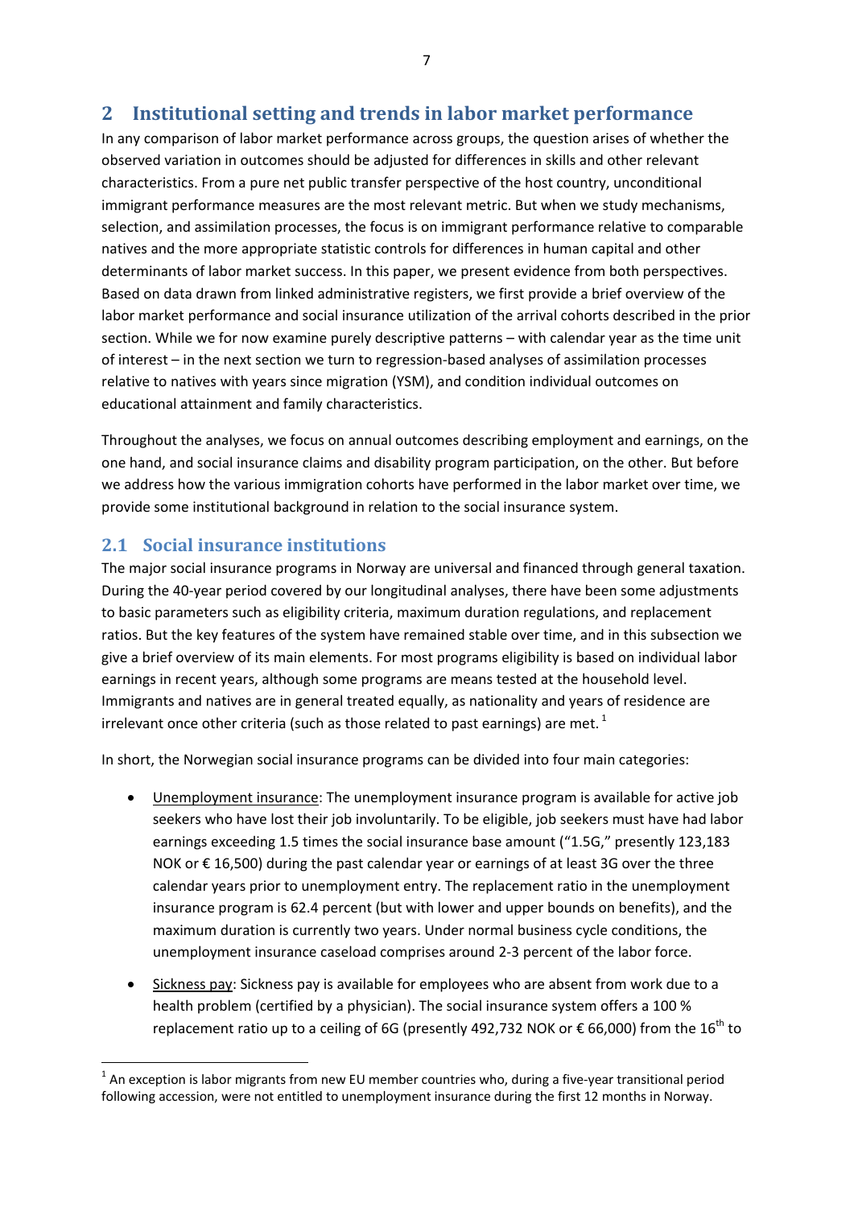## 2 Institutional setting and trends in labor market performance

In any comparison of labor market performance across groups, the question arises of whether the observed variation in outcomes should be adjusted for differences in skills and other relevant characteristics. From a pure net public transfer perspective of the host country, unconditional immigrant performance measures are the most relevant metric. But when we study mechanisms, selection, and assimilation processes, the focus is on immigrant performance relative to comparable natives and the more appropriate statistic controls for differences in human capital and other determinants of labor market success. In this paper, we present evidence from both perspectives. Based on data drawn from linked administrative registers, we first provide a brief overview of the labor market performance and social insurance utilization of the arrival cohorts described in the prior section. While we for now examine purely descriptive patterns – with calendar year as the time unit of interest – in the next section we turn to regression-based analyses of assimilation processes relative to natives with years since migration (YSM), and condition individual outcomes on educational attainment and family characteristics.

Throughout the analyses, we focus on annual outcomes describing employment and earnings, on the one hand, and social insurance claims and disability program participation, on the other. But before we address how the various immigration cohorts have performed in the labor market over time, we provide some institutional background in relation to the social insurance system.

### 2.1 Social insurance institutions

The major social insurance programs in Norway are universal and financed through general taxation. During the 40-year period covered by our longitudinal analyses, there have been some adjustments to basic parameters such as eligibility criteria, maximum duration regulations, and replacement ratios. But the key features of the system have remained stable over time, and in this subsection we give a brief overview of its main elements. For most programs eligibility is based on individual labor earnings in recent years, although some programs are means tested at the household level. Immigrants and natives are in general treated equally, as nationality and years of residence are irrelevant once other criteria (such as those related to past earnings) are met. [1]

In short, the Norwegian social insurance programs can be divided into four main categories:

- Unemployment insurance: The unemployment insurance program is available for active job seekers who have lost their job involuntarily. To be eligible, job seekers must have had labor earnings exceeding 1.5 times the social insurance base amount ("1.5G," presently 123,183 NOK or € 16,500) during the past calendar year or earnings of at least 3G over the three calendar years prior to unemployment entry. The replacement ratio in the unemployment insurance program is 62.4 percent (but with lower and upper bounds on benefits), and the maximum duration is currently two years. Under normal business cycle conditions, the unemployment insurance caseload comprises around 2-3 percent of the labor force.
- Sickness pay: Sickness pay is available for employees who are absent from work due to a health problem (certified by a physician). The social insurance system offers a 100 % replacement ratio up to a ceiling of 6G (presently 492,732 NOK or € 66,000) from the 16th to

[1] An exception is labor migrants from new EU member countries who, during a five-year transitional period following accession, were not entitled to unemployment insurance during the first 12 months in Norway.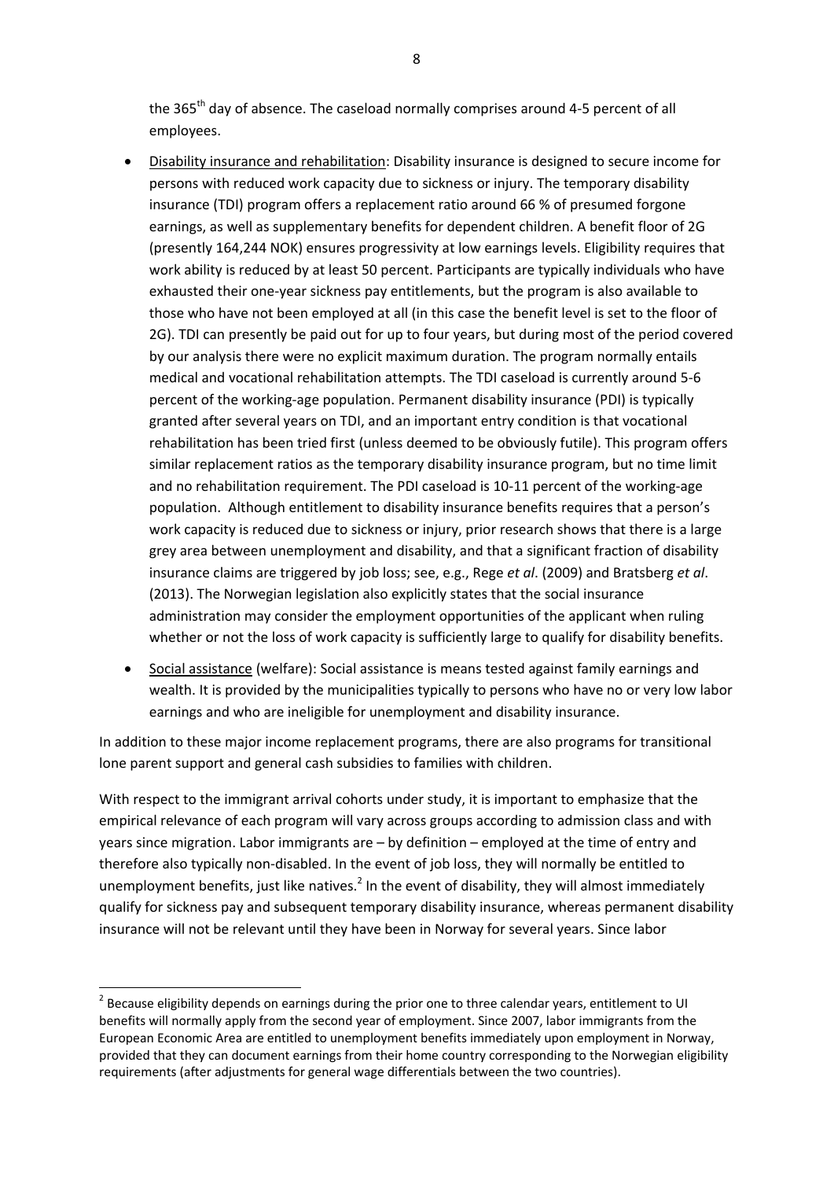the 365th day of absence. The caseload normally comprises around 4-5 percent of all employees.

- Disability insurance and rehabilitation: Disability insurance is designed to secure income for persons with reduced work capacity due to sickness or injury. The temporary disability insurance (TDI) program offers a replacement ratio around 66 % of presumed forgone earnings, as well as supplementary benefits for dependent children. A benefit floor of 2G (presently 164,244 NOK) ensures progressivity at low earnings levels. Eligibility requires that work ability is reduced by at least 50 percent. Participants are typically individuals who have exhausted their one-year sickness pay entitlements, but the program is also available to those who have not been employed at all (in this case the benefit level is set to the floor of 2G). TDI can presently be paid out for up to four years, but during most of the period covered by our analysis there were no explicit maximum duration. The program normally entails medical and vocational rehabilitation attempts. The TDI caseload is currently around 5-6 percent of the working-age population. Permanent disability insurance (PDI) is typically granted after several years on TDI, and an important entry condition is that vocational rehabilitation has been tried first (unless deemed to be obviously futile). This program offers similar replacement ratios as the temporary disability insurance program, but no time limit and no rehabilitation requirement. The PDI caseload is 10-11 percent of the working-age population. Although entitlement to disability insurance benefits requires that a person's work capacity is reduced due to sickness or injury, prior research shows that there is a large grey area between unemployment and disability, and that a significant fraction of disability insurance claims are triggered by job loss; see, e.g., Rege *et al*. (2009) and Bratsberg *et al*. (2013). The Norwegian legislation also explicitly states that the social insurance administration may consider the employment opportunities of the applicant when ruling whether or not the loss of work capacity is sufficiently large to qualify for disability benefits.
- Social assistance (welfare): Social assistance is means tested against family earnings and wealth. It is provided by the municipalities typically to persons who have no or very low labor earnings and who are ineligible for unemployment and disability insurance.

In addition to these major income replacement programs, there are also programs for transitional lone parent support and general cash subsidies to families with children.

With respect to the immigrant arrival cohorts under study, it is important to emphasize that the empirical relevance of each program will vary across groups according to admission class and with years since migration. Labor immigrants are – by definition – employed at the time of entry and therefore also typically non-disabled. In the event of job loss, they will normally be entitled to unemployment benefits, just like natives.[2] In the event of disability, they will almost immediately qualify for sickness pay and subsequent temporary disability insurance, whereas permanent disability insurance will not be relevant until they have been in Norway for several years. Since labor

[2] Because eligibility depends on earnings during the prior one to three calendar years, entitlement to UI benefits will normally apply from the second year of employment. Since 2007, labor immigrants from the European Economic Area are entitled to unemployment benefits immediately upon employment in Norway, provided that they can document earnings from their home country corresponding to the Norwegian eligibility requirements (after adjustments for general wage differentials between the two countries).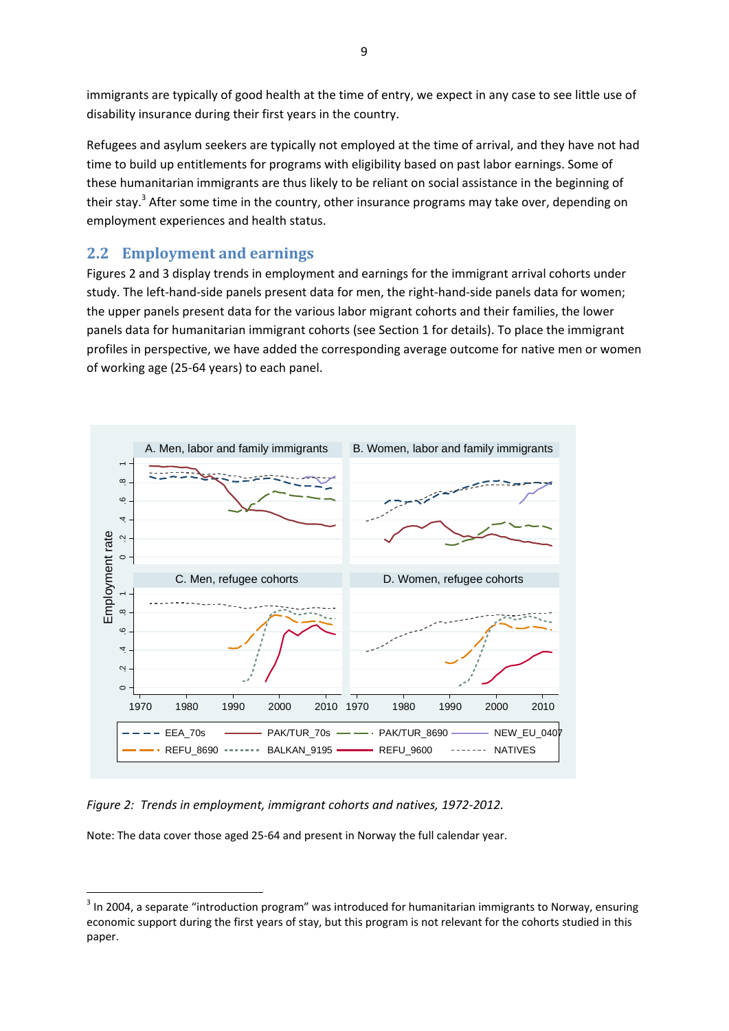immigrants are typically of good health at the time of entry, we expect in any case to see little use of disability insurance during their first years in the country.

Refugees and asylum seekers are typically not employed at the time of arrival, and they have not had time to build up entitlements for programs with eligibility based on past labor earnings. Some of these humanitarian immigrants are thus likely to be reliant on social assistance in the beginning of their stay.[3] After some time in the country, other insurance programs may take over, depending on employment experiences and health status.

## 2.2 Employment and earnings

Figures 2 and 3 display trends in employment and earnings for the immigrant arrival cohorts under study. The left-hand-side panels present data for men, the right-hand-side panels data for women; the upper panels present data for the various labor migrant cohorts and their families, the lower panels data for humanitarian immigrant cohorts (see Section 1 for details). To place the immigrant profiles in perspective, we have added the corresponding average outcome for native men or women of working age (25-64 years) to each panel.

*Figure 2: Trends in employment, immigrant cohorts and natives, 1972-2012.*

Note: The data cover those aged 25-64 and present in Norway the full calendar year.

---

[3] In 2004, a separate “introduction program” was introduced for humanitarian immigrants to Norway, ensuring economic support during the first years of stay, but this program is not relevant for the cohorts studied in this paper.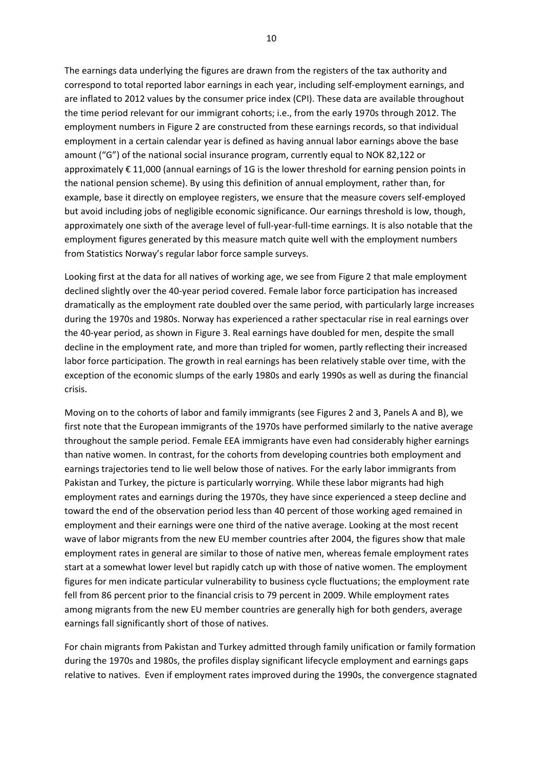The earnings data underlying the figures are drawn from the registers of the tax authority and correspond to total reported labor earnings in each year, including self-employment earnings, and are inflated to 2012 values by the consumer price index (CPI). These data are available throughout the time period relevant for our immigrant cohorts; i.e., from the early 1970s through 2012. The employment numbers in Figure 2 are constructed from these earnings records, so that individual employment in a certain calendar year is defined as having annual labor earnings above the base amount ("G") of the national social insurance program, currently equal to NOK 82,122 or approximately € 11,000 (annual earnings of 1G is the lower threshold for earning pension points in the national pension scheme). By using this definition of annual employment, rather than, for example, base it directly on employee registers, we ensure that the measure covers self-employed but avoid including jobs of negligible economic significance. Our earnings threshold is low, though, approximately one sixth of the average level of full-year-full-time earnings. It is also notable that the employment figures generated by this measure match quite well with the employment numbers from Statistics Norway's regular labor force sample surveys.

Looking first at the data for all natives of working age, we see from Figure 2 that male employment declined slightly over the 40-year period covered. Female labor force participation has increased dramatically as the employment rate doubled over the same period, with particularly large increases during the 1970s and 1980s. Norway has experienced a rather spectacular rise in real earnings over the 40-year period, as shown in Figure 3. Real earnings have doubled for men, despite the small decline in the employment rate, and more than tripled for women, partly reflecting their increased labor force participation. The growth in real earnings has been relatively stable over time, with the exception of the economic slumps of the early 1980s and early 1990s as well as during the financial crisis.

Moving on to the cohorts of labor and family immigrants (see Figures 2 and 3, Panels A and B), we first note that the European immigrants of the 1970s have performed similarly to the native average throughout the sample period. Female EEA immigrants have even had considerably higher earnings than native women. In contrast, for the cohorts from developing countries both employment and earnings trajectories tend to lie well below those of natives. For the early labor immigrants from Pakistan and Turkey, the picture is particularly worrying. While these labor migrants had high employment rates and earnings during the 1970s, they have since experienced a steep decline and toward the end of the observation period less than 40 percent of those working aged remained in employment and their earnings were one third of the native average. Looking at the most recent wave of labor migrants from the new EU member countries after 2004, the figures show that male employment rates in general are similar to those of native men, whereas female employment rates start at a somewhat lower level but rapidly catch up with those of native women. The employment figures for men indicate particular vulnerability to business cycle fluctuations; the employment rate fell from 86 percent prior to the financial crisis to 79 percent in 2009. While employment rates among migrants from the new EU member countries are generally high for both genders, average earnings fall significantly short of those of natives.

For chain migrants from Pakistan and Turkey admitted through family unification or family formation during the 1970s and 1980s, the profiles display significant lifecycle employment and earnings gaps relative to natives. Even if employment rates improved during the 1990s, the convergence stagnated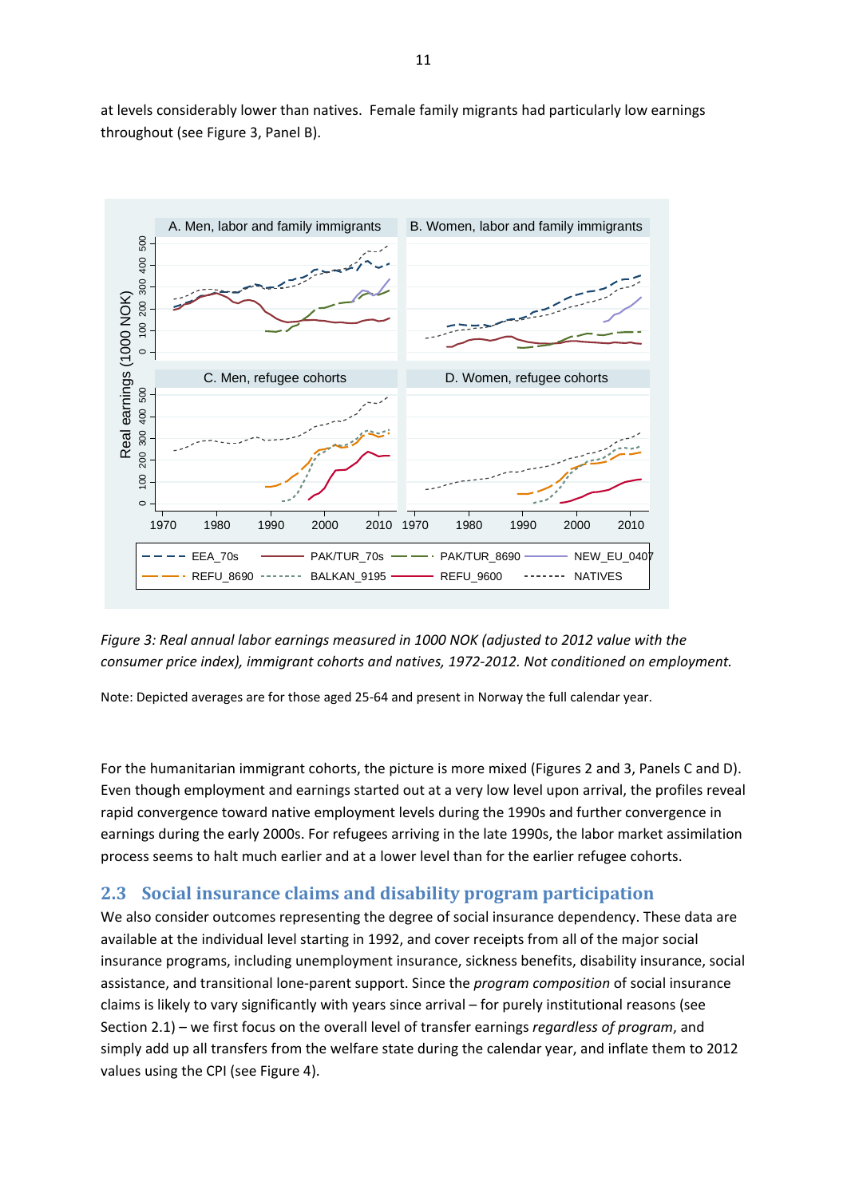at levels considerably lower than natives. Female family migrants had particularly low earnings throughout (see Figure 3, Panel B).

*Figure 3: Real annual labor earnings measured in 1000 NOK (adjusted to 2012 value with the consumer price index), immigrant cohorts and natives, 1972-2012. Not conditioned on employment.*

Note: Depicted averages are for those aged 25-64 and present in Norway the full calendar year.

For the humanitarian immigrant cohorts, the picture is more mixed (Figures 2 and 3, Panels C and D). Even though employment and earnings started out at a very low level upon arrival, the profiles reveal rapid convergence toward native employment levels during the 1990s and further convergence in earnings during the early 2000s. For refugees arriving in the late 1990s, the labor market assimilation process seems to halt much earlier and at a lower level than for the earlier refugee cohorts.

## 2.3 Social insurance claims and disability program participation

We also consider outcomes representing the degree of social insurance dependency. These data are available at the individual level starting in 1992, and cover receipts from all of the major social insurance programs, including unemployment insurance, sickness benefits, disability insurance, social assistance, and transitional lone-parent support. Since the *program composition* of social insurance claims is likely to vary significantly with years since arrival – for purely institutional reasons (see Section 2.1) – we first focus on the overall level of transfer earnings *regardless of program*, and simply add up all transfers from the welfare state during the calendar year, and inflate them to 2012 values using the CPI (see Figure 4).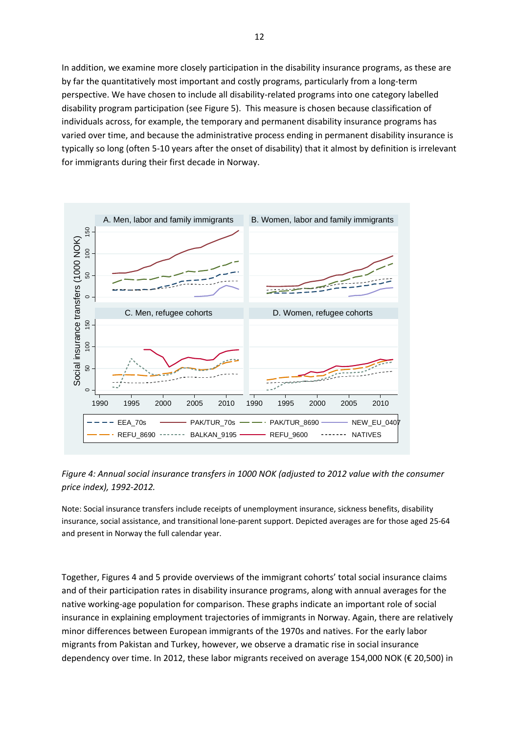In addition, we examine more closely participation in the disability insurance programs, as these are by far the quantitatively most important and costly programs, particularly from a long-term perspective. We have chosen to include all disability-related programs into one category labelled disability program participation (see Figure 5). This measure is chosen because classification of individuals across, for example, the temporary and permanent disability insurance programs has varied over time, and because the administrative process ending in permanent disability insurance is typically so long (often 5-10 years after the onset of disability) that it almost by definition is irrelevant for immigrants during their first decade in Norway.

*Figure 4: Annual social insurance transfers in 1000 NOK (adjusted to 2012 value with the consumer price index), 1992-2012.*

Note: Social insurance transfers include receipts of unemployment insurance, sickness benefits, disability insurance, social assistance, and transitional lone-parent support. Depicted averages are for those aged 25-64 and present in Norway the full calendar year.

Together, Figures 4 and 5 provide overviews of the immigrant cohorts' total social insurance claims and of their participation rates in disability insurance programs, along with annual averages for the native working-age population for comparison. These graphs indicate an important role of social insurance in explaining employment trajectories of immigrants in Norway. Again, there are relatively minor differences between European immigrants of the 1970s and natives. For the early labor migrants from Pakistan and Turkey, however, we observe a dramatic rise in social insurance dependency over time. In 2012, these labor migrants received on average 154,000 NOK (€ 20,500) in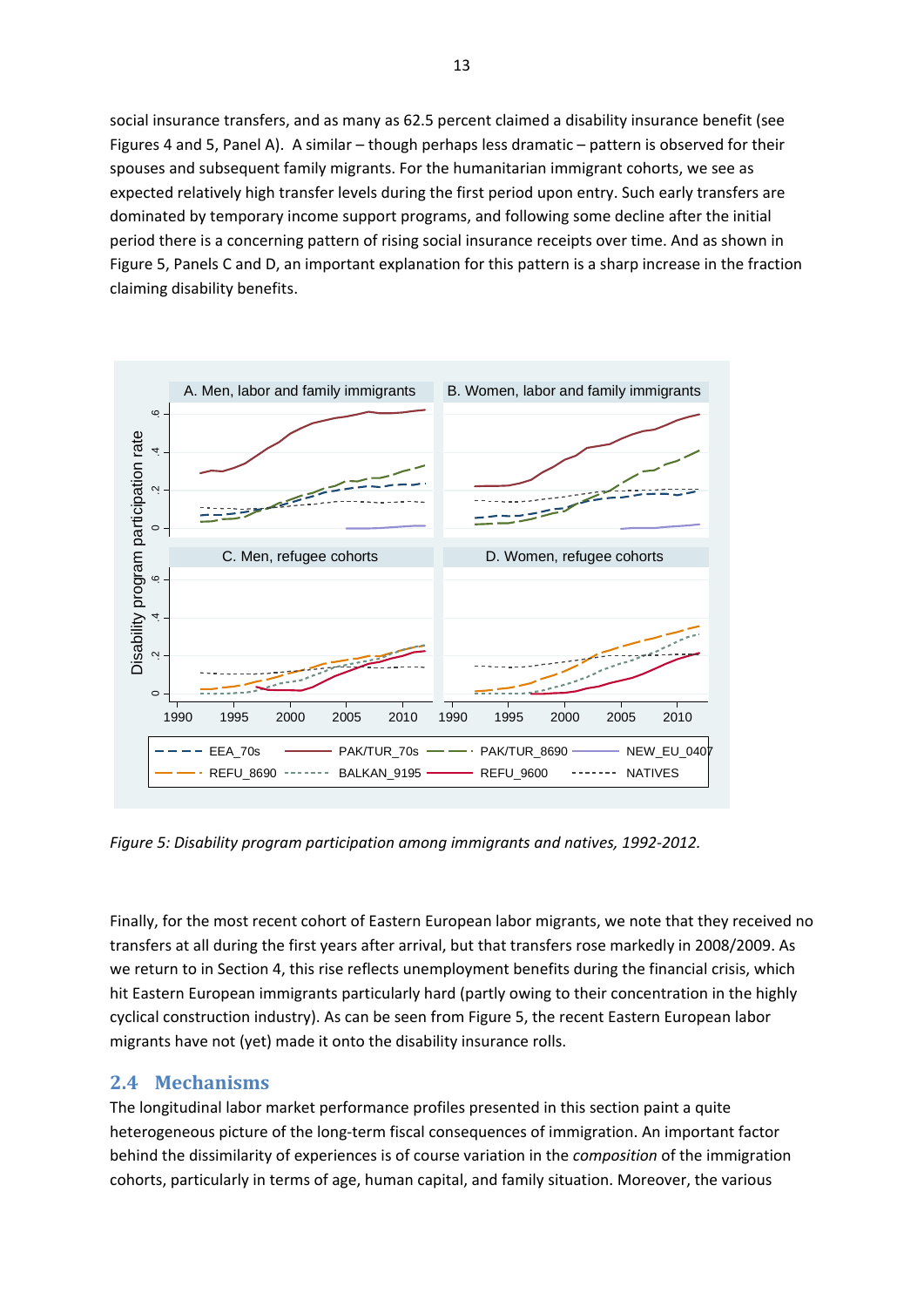social insurance transfers, and as many as 62.5 percent claimed a disability insurance benefit (see Figures 4 and 5, Panel A). A similar – though perhaps less dramatic – pattern is observed for their spouses and subsequent family migrants. For the humanitarian immigrant cohorts, we see as expected relatively high transfer levels during the first period upon entry. Such early transfers are dominated by temporary income support programs, and following some decline after the initial period there is a concerning pattern of rising social insurance receipts over time. And as shown in Figure 5, Panels C and D, an important explanation for this pattern is a sharp increase in the fraction claiming disability benefits.

*Figure 5: Disability program participation among immigrants and natives, 1992-2012.*

Finally, for the most recent cohort of Eastern European labor migrants, we note that they received no transfers at all during the first years after arrival, but that transfers rose markedly in 2008/2009. As we return to in Section 4, this rise reflects unemployment benefits during the financial crisis, which hit Eastern European immigrants particularly hard (partly owing to their concentration in the highly cyclical construction industry). As can be seen from Figure 5, the recent Eastern European labor migrants have not (yet) made it onto the disability insurance rolls.

## 2.4 Mechanisms

The longitudinal labor market performance profiles presented in this section paint a quite heterogeneous picture of the long-term fiscal consequences of immigration. An important factor behind the dissimilarity of experiences is of course variation in the *composition* of the immigration cohorts, particularly in terms of age, human capital, and family situation. Moreover, the various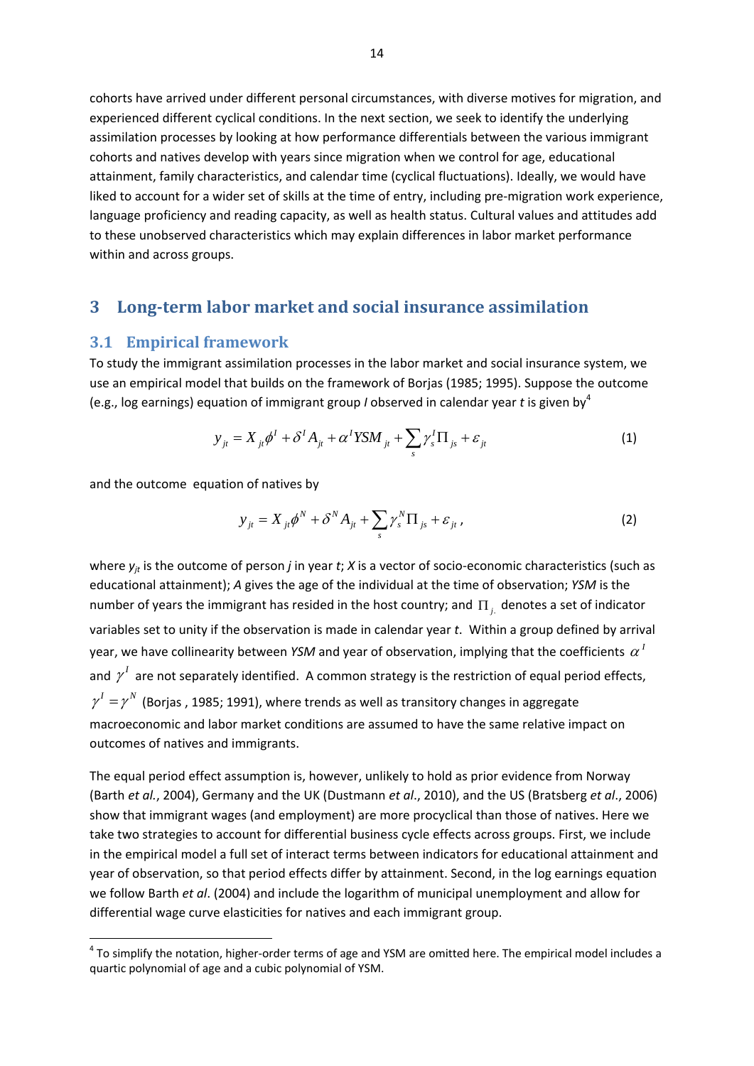cohorts have arrived under different personal circumstances, with diverse motives for migration, and experienced different cyclical conditions. In the next section, we seek to identify the underlying assimilation processes by looking at how performance differentials between the various immigrant cohorts and natives develop with years since migration when we control for age, educational attainment, family characteristics, and calendar time (cyclical fluctuations). Ideally, we would have liked to account for a wider set of skills at the time of entry, including pre-migration work experience, language proficiency and reading capacity, as well as health status. Cultural values and attitudes add to these unobserved characteristics which may explain differences in labor market performance within and across groups.

# 3 Long-term labor market and social insurance assimilation

## 3.1 Empirical framework

To study the immigrant assimilation processes in the labor market and social insurance system, we use an empirical model that builds on the framework of Borjas (1985; 1995). Suppose the outcome (e.g., log earnings) equation of immigrant group *I* observed in calendar year *t* is given by[4]

$$y_{jt} = X_{jt}\phi^I + \delta^I A_{jt} + \alpha^I YSM_{jt} + \sum_s \gamma_s^I \Pi_{js} + \varepsilon_{jt} \tag{1}$$

and the outcome equation of natives by

$$y_{jt} = X_{jt}\phi^N + \delta^N A_{jt} + \sum_s \gamma_s^N \Pi_{js} + \varepsilon_{jt}\,, \tag{2}$$

where $y_{jt}$ is the outcome of person *j* in year *t*; *X* is a vector of socio-economic characteristics (such as educational attainment); *A* gives the age of the individual at the time of observation; *YSM* is the number of years the immigrant has resided in the host country; and $\Pi_{j.}$ denotes a set of indicator variables set to unity if the observation is made in calendar year *t*. Within a group defined by arrival year, we have collinearity between *YSM* and year of observation, implying that the coefficients $\alpha^I$ and $\gamma^I$ are not separately identified. A common strategy is the restriction of equal period effects, $\gamma^I = \gamma^N$ (Borjas , 1985; 1991), where trends as well as transitory changes in aggregate macroeconomic and labor market conditions are assumed to have the same relative impact on outcomes of natives and immigrants.

The equal period effect assumption is, however, unlikely to hold as prior evidence from Norway (Barth *et al.*, 2004), Germany and the UK (Dustmann *et al*., 2010), and the US (Bratsberg *et al*., 2006) show that immigrant wages (and employment) are more procyclical than those of natives. Here we take two strategies to account for differential business cycle effects across groups. First, we include in the empirical model a full set of interact terms between indicators for educational attainment and year of observation, so that period effects differ by attainment. Second, in the log earnings equation we follow Barth *et al*. (2004) and include the logarithm of municipal unemployment and allow for differential wage curve elasticities for natives and each immigrant group.

[4] To simplify the notation, higher-order terms of age and YSM are omitted here. The empirical model includes a quartic polynomial of age and a cubic polynomial of YSM.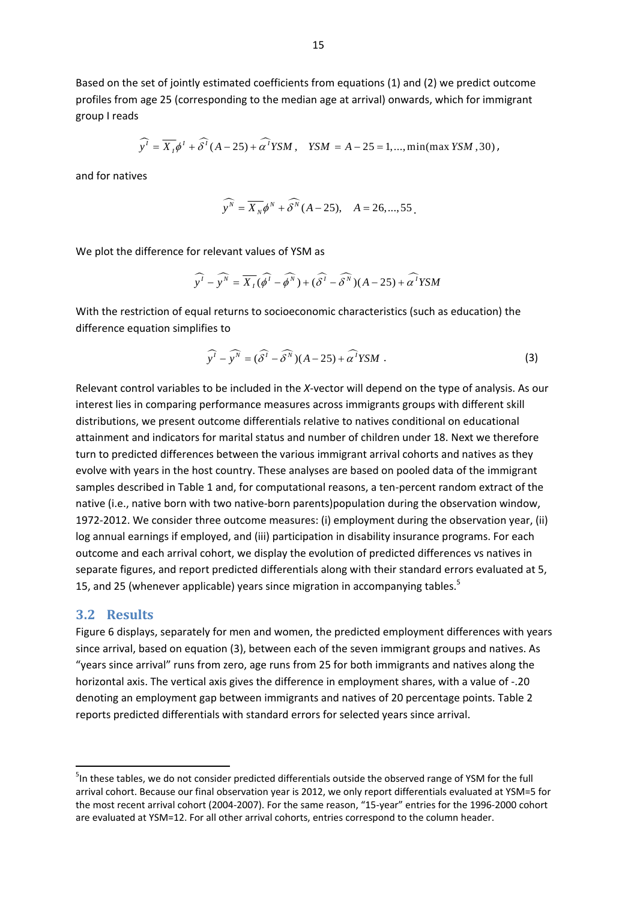Based on the set of jointly estimated coefficients from equations (1) and (2) we predict outcome profiles from age 25 (corresponding to the median age at arrival) onwards, which for immigrant group I reads

$$\widehat{y^I} = \overline{X_I}\phi^I + \widehat{\delta^I}(A-25) + \widehat{\alpha^I}YSM\,, \quad YSM = A - 25 = 1,\ldots,\min(\max YSM, 30)\,,$$

and for natives

$$\widehat{y^N} = \overline{X_N}\phi^N + \widehat{\delta^N}(A-25), \quad A = 26,\ldots,55\,.$$

We plot the difference for relevant values of YSM as

$$\widehat{y^I} - \widehat{y^N} = \overline{X_I}(\widehat{\phi^I} - \widehat{\phi^N}) + (\widehat{\delta^I} - \widehat{\delta^N})(A-25) + \widehat{\alpha^I}YSM$$

With the restriction of equal returns to socioeconomic characteristics (such as education) the difference equation simplifies to

$$\widehat{y^I} - \widehat{y^N} = (\widehat{\delta^I} - \widehat{\delta^N})(A-25) + \widehat{\alpha^I}YSM\,. \tag{3}$$

Relevant control variables to be included in the *X*-vector will depend on the type of analysis. As our interest lies in comparing performance measures across immigrants groups with different skill distributions, we present outcome differentials relative to natives conditional on educational attainment and indicators for marital status and number of children under 18. Next we therefore turn to predicted differences between the various immigrant arrival cohorts and natives as they evolve with years in the host country. These analyses are based on pooled data of the immigrant samples described in Table 1 and, for computational reasons, a ten-percent random extract of the native (i.e., native born with two native-born parents)population during the observation window, 1972-2012. We consider three outcome measures: (i) employment during the observation year, (ii) log annual earnings if employed, and (iii) participation in disability insurance programs. For each outcome and each arrival cohort, we display the evolution of predicted differences vs natives in separate figures, and report predicted differentials along with their standard errors evaluated at 5, 15, and 25 (whenever applicable) years since migration in accompanying tables.[5]

## 3.2 Results

Figure 6 displays, separately for men and women, the predicted employment differences with years since arrival, based on equation (3), between each of the seven immigrant groups and natives. As "years since arrival" runs from zero, age runs from 25 for both immigrants and natives along the horizontal axis. The vertical axis gives the difference in employment shares, with a value of -.20 denoting an employment gap between immigrants and natives of 20 percentage points. Table 2 reports predicted differentials with standard errors for selected years since arrival.

[5] In these tables, we do not consider predicted differentials outside the observed range of YSM for the full arrival cohort. Because our final observation year is 2012, we only report differentials evaluated at YSM=5 for the most recent arrival cohort (2004-2007). For the same reason, "15-year" entries for the 1996-2000 cohort are evaluated at YSM=12. For all other arrival cohorts, entries correspond to the column header.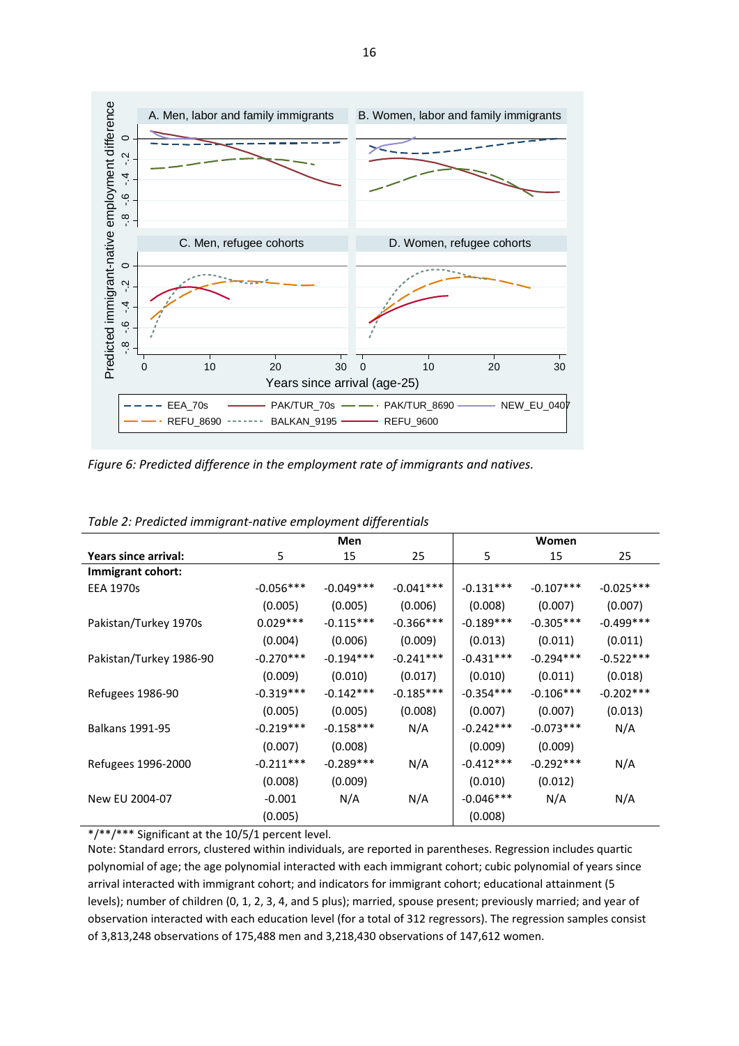*Figure 6: Predicted difference in the employment rate of immigrants and natives.*

*Table 2: Predicted immigrant-native employment differentials*

| | Men | | | Women | | |
|---|---|---|---|---|---|---|
| **Years since arrival:** | 5 | 15 | 25 | 5 | 15 | 25 |
| **Immigrant cohort:** | | | | | | |
| EEA 1970s | -0.056*** | -0.049*** | -0.041*** | -0.131*** | -0.107*** | -0.025*** |
| | (0.005) | (0.005) | (0.006) | (0.008) | (0.007) | (0.007) |
| Pakistan/Turkey 1970s | 0.029*** | -0.115*** | -0.366*** | -0.189*** | -0.305*** | -0.499*** |
| | (0.004) | (0.006) | (0.009) | (0.013) | (0.011) | (0.011) |
| Pakistan/Turkey 1986-90 | -0.270*** | -0.194*** | -0.241*** | -0.431*** | -0.294*** | -0.522*** |
| | (0.009) | (0.010) | (0.017) | (0.010) | (0.011) | (0.018) |
| Refugees 1986-90 | -0.319*** | -0.142*** | -0.185*** | -0.354*** | -0.106*** | -0.202*** |
| | (0.005) | (0.005) | (0.008) | (0.007) | (0.007) | (0.013) |
| Balkans 1991-95 | -0.219*** | -0.158*** | N/A | -0.242*** | -0.073*** | N/A |
| | (0.007) | (0.008) | | (0.009) | (0.009) | |
| Refugees 1996-2000 | -0.211*** | -0.289*** | N/A | -0.412*** | -0.292*** | N/A |
| | (0.008) | (0.009) | | (0.010) | (0.012) | |
| New EU 2004-07 | -0.001 | N/A | N/A | -0.046*** | N/A | N/A |
| | (0.005) | | | (0.008) | | |

*/**/*** Significant at the 10/5/1 percent level.

Note: Standard errors, clustered within individuals, are reported in parentheses. Regression includes quartic polynomial of age; the age polynomial interacted with each immigrant cohort; cubic polynomial of years since arrival interacted with immigrant cohort; and indicators for immigrant cohort; educational attainment (5 levels); number of children (0, 1, 2, 3, 4, and 5 plus); married, spouse present; previously married; and year of observation interacted with each education level (for a total of 312 regressors). The regression samples consist of 3,813,248 observations of 175,488 men and 3,218,430 observations of 147,612 women.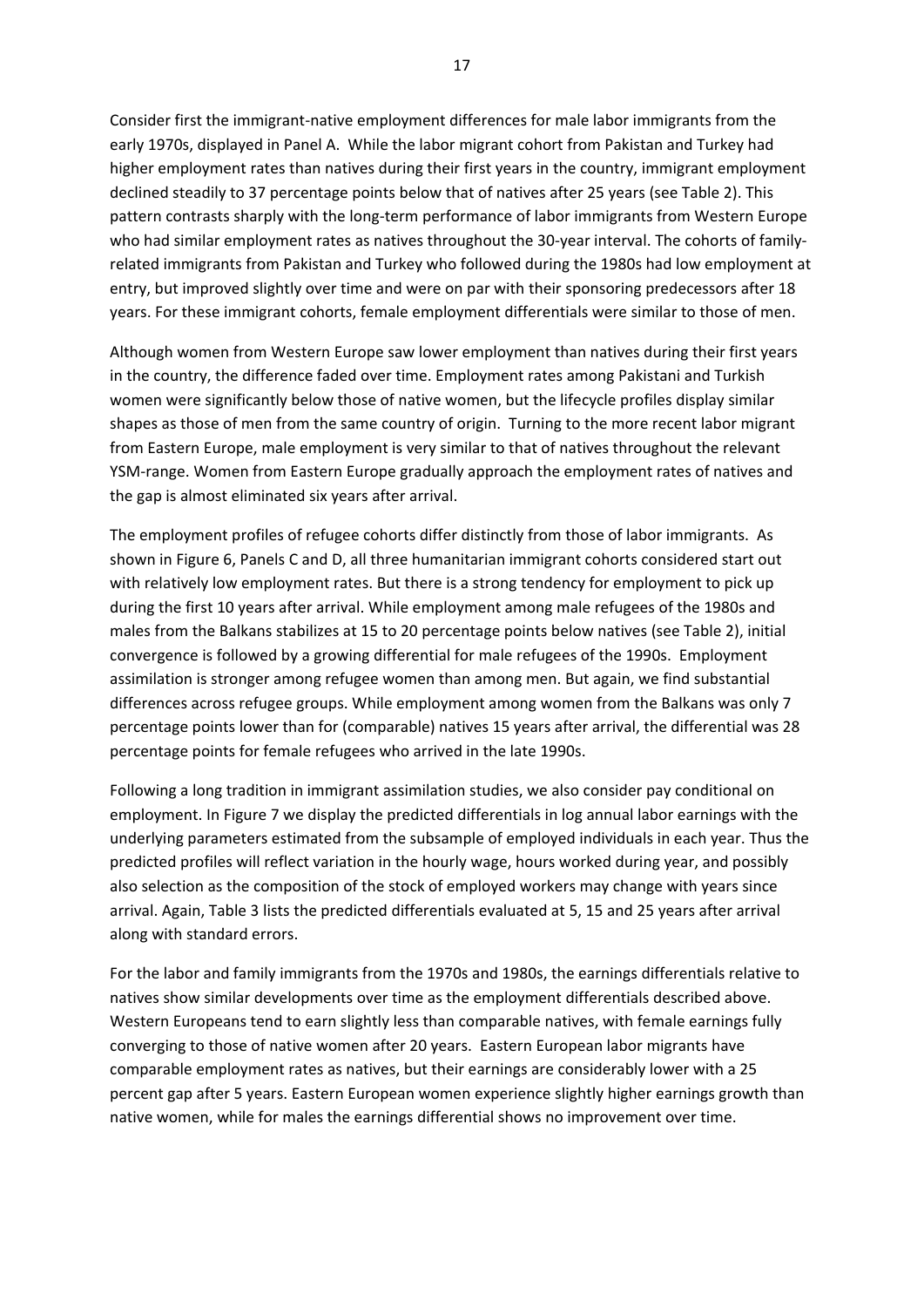Consider first the immigrant-native employment differences for male labor immigrants from the early 1970s, displayed in Panel A. While the labor migrant cohort from Pakistan and Turkey had higher employment rates than natives during their first years in the country, immigrant employment declined steadily to 37 percentage points below that of natives after 25 years (see Table 2). This pattern contrasts sharply with the long-term performance of labor immigrants from Western Europe who had similar employment rates as natives throughout the 30-year interval. The cohorts of family-related immigrants from Pakistan and Turkey who followed during the 1980s had low employment at entry, but improved slightly over time and were on par with their sponsoring predecessors after 18 years. For these immigrant cohorts, female employment differentials were similar to those of men.

Although women from Western Europe saw lower employment than natives during their first years in the country, the difference faded over time. Employment rates among Pakistani and Turkish women were significantly below those of native women, but the lifecycle profiles display similar shapes as those of men from the same country of origin. Turning to the more recent labor migrant from Eastern Europe, male employment is very similar to that of natives throughout the relevant YSM-range. Women from Eastern Europe gradually approach the employment rates of natives and the gap is almost eliminated six years after arrival.

The employment profiles of refugee cohorts differ distinctly from those of labor immigrants. As shown in Figure 6, Panels C and D, all three humanitarian immigrant cohorts considered start out with relatively low employment rates. But there is a strong tendency for employment to pick up during the first 10 years after arrival. While employment among male refugees of the 1980s and males from the Balkans stabilizes at 15 to 20 percentage points below natives (see Table 2), initial convergence is followed by a growing differential for male refugees of the 1990s. Employment assimilation is stronger among refugee women than among men. But again, we find substantial differences across refugee groups. While employment among women from the Balkans was only 7 percentage points lower than for (comparable) natives 15 years after arrival, the differential was 28 percentage points for female refugees who arrived in the late 1990s.

Following a long tradition in immigrant assimilation studies, we also consider pay conditional on employment. In Figure 7 we display the predicted differentials in log annual labor earnings with the underlying parameters estimated from the subsample of employed individuals in each year. Thus the predicted profiles will reflect variation in the hourly wage, hours worked during year, and possibly also selection as the composition of the stock of employed workers may change with years since arrival. Again, Table 3 lists the predicted differentials evaluated at 5, 15 and 25 years after arrival along with standard errors.

For the labor and family immigrants from the 1970s and 1980s, the earnings differentials relative to natives show similar developments over time as the employment differentials described above. Western Europeans tend to earn slightly less than comparable natives, with female earnings fully converging to those of native women after 20 years. Eastern European labor migrants have comparable employment rates as natives, but their earnings are considerably lower with a 25 percent gap after 5 years. Eastern European women experience slightly higher earnings growth than native women, while for males the earnings differential shows no improvement over time.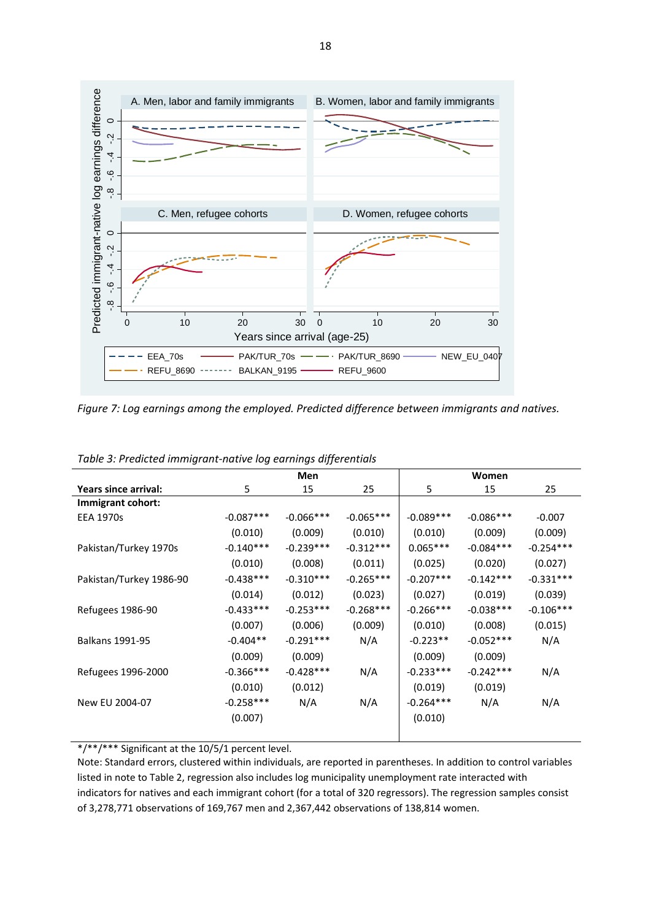*Figure 7: Log earnings among the employed. Predicted difference between immigrants and natives.*

*Table 3: Predicted immigrant-native log earnings differentials*

| | Men | | | Women | | |
|---|---|---|---|---|---|---|
| **Years since arrival:** | 5 | 15 | 25 | 5 | 15 | 25 |
| **Immigrant cohort:** | | | | | | |
| EEA 1970s | -0.087*** | -0.066*** | -0.065*** | -0.089*** | -0.086*** | -0.007 |
| | (0.010) | (0.009) | (0.010) | (0.010) | (0.009) | (0.009) |
| Pakistan/Turkey 1970s | -0.140*** | -0.239*** | -0.312*** | 0.065*** | -0.084*** | -0.254*** |
| | (0.010) | (0.008) | (0.011) | (0.025) | (0.020) | (0.027) |
| Pakistan/Turkey 1986-90 | -0.438*** | -0.310*** | -0.265*** | -0.207*** | -0.142*** | -0.331*** |
| | (0.014) | (0.012) | (0.023) | (0.027) | (0.019) | (0.039) |
| Refugees 1986-90 | -0.433*** | -0.253*** | -0.268*** | -0.266*** | -0.038*** | -0.106*** |
| | (0.007) | (0.006) | (0.009) | (0.010) | (0.008) | (0.015) |
| Balkans 1991-95 | -0.404** | -0.291*** | N/A | -0.223** | -0.052*** | N/A |
| | (0.009) | (0.009) | | (0.009) | (0.009) | |
| Refugees 1996-2000 | -0.366*** | -0.428*** | N/A | -0.233*** | -0.242*** | N/A |
| | (0.010) | (0.012) | | (0.019) | (0.019) | |
| New EU 2004-07 | -0.258*** | N/A | N/A | -0.264*** | N/A | N/A |
| | (0.007) | | | (0.010) | | |

*/**/*** Significant at the 10/5/1 percent level.

Note: Standard errors, clustered within individuals, are reported in parentheses. In addition to control variables listed in note to Table 2, regression also includes log municipality unemployment rate interacted with indicators for natives and each immigrant cohort (for a total of 320 regressors). The regression samples consist of 3,278,771 observations of 169,767 men and 2,367,442 observations of 138,814 women.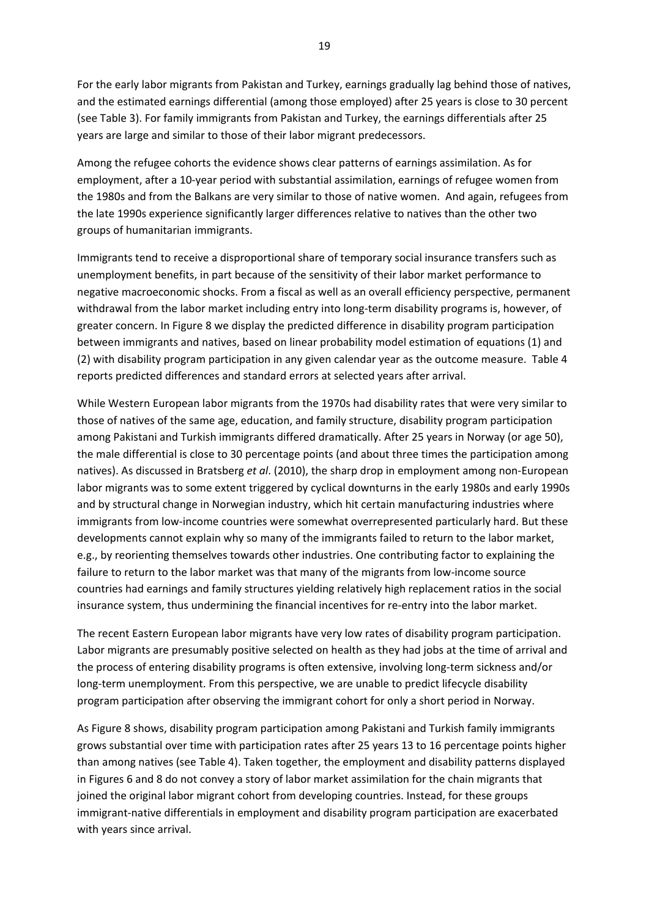For the early labor migrants from Pakistan and Turkey, earnings gradually lag behind those of natives, and the estimated earnings differential (among those employed) after 25 years is close to 30 percent (see Table 3). For family immigrants from Pakistan and Turkey, the earnings differentials after 25 years are large and similar to those of their labor migrant predecessors.

Among the refugee cohorts the evidence shows clear patterns of earnings assimilation. As for employment, after a 10-year period with substantial assimilation, earnings of refugee women from the 1980s and from the Balkans are very similar to those of native women. And again, refugees from the late 1990s experience significantly larger differences relative to natives than the other two groups of humanitarian immigrants.

Immigrants tend to receive a disproportional share of temporary social insurance transfers such as unemployment benefits, in part because of the sensitivity of their labor market performance to negative macroeconomic shocks. From a fiscal as well as an overall efficiency perspective, permanent withdrawal from the labor market including entry into long-term disability programs is, however, of greater concern. In Figure 8 we display the predicted difference in disability program participation between immigrants and natives, based on linear probability model estimation of equations (1) and (2) with disability program participation in any given calendar year as the outcome measure. Table 4 reports predicted differences and standard errors at selected years after arrival.

While Western European labor migrants from the 1970s had disability rates that were very similar to those of natives of the same age, education, and family structure, disability program participation among Pakistani and Turkish immigrants differed dramatically. After 25 years in Norway (or age 50), the male differential is close to 30 percentage points (and about three times the participation among natives). As discussed in Bratsberg *et al*. (2010), the sharp drop in employment among non-European labor migrants was to some extent triggered by cyclical downturns in the early 1980s and early 1990s and by structural change in Norwegian industry, which hit certain manufacturing industries where immigrants from low-income countries were somewhat overrepresented particularly hard. But these developments cannot explain why so many of the immigrants failed to return to the labor market, e.g., by reorienting themselves towards other industries. One contributing factor to explaining the failure to return to the labor market was that many of the migrants from low-income source countries had earnings and family structures yielding relatively high replacement ratios in the social insurance system, thus undermining the financial incentives for re-entry into the labor market.

The recent Eastern European labor migrants have very low rates of disability program participation. Labor migrants are presumably positive selected on health as they had jobs at the time of arrival and the process of entering disability programs is often extensive, involving long-term sickness and/or long-term unemployment. From this perspective, we are unable to predict lifecycle disability program participation after observing the immigrant cohort for only a short period in Norway.

As Figure 8 shows, disability program participation among Pakistani and Turkish family immigrants grows substantial over time with participation rates after 25 years 13 to 16 percentage points higher than among natives (see Table 4). Taken together, the employment and disability patterns displayed in Figures 6 and 8 do not convey a story of labor market assimilation for the chain migrants that joined the original labor migrant cohort from developing countries. Instead, for these groups immigrant-native differentials in employment and disability program participation are exacerbated with years since arrival.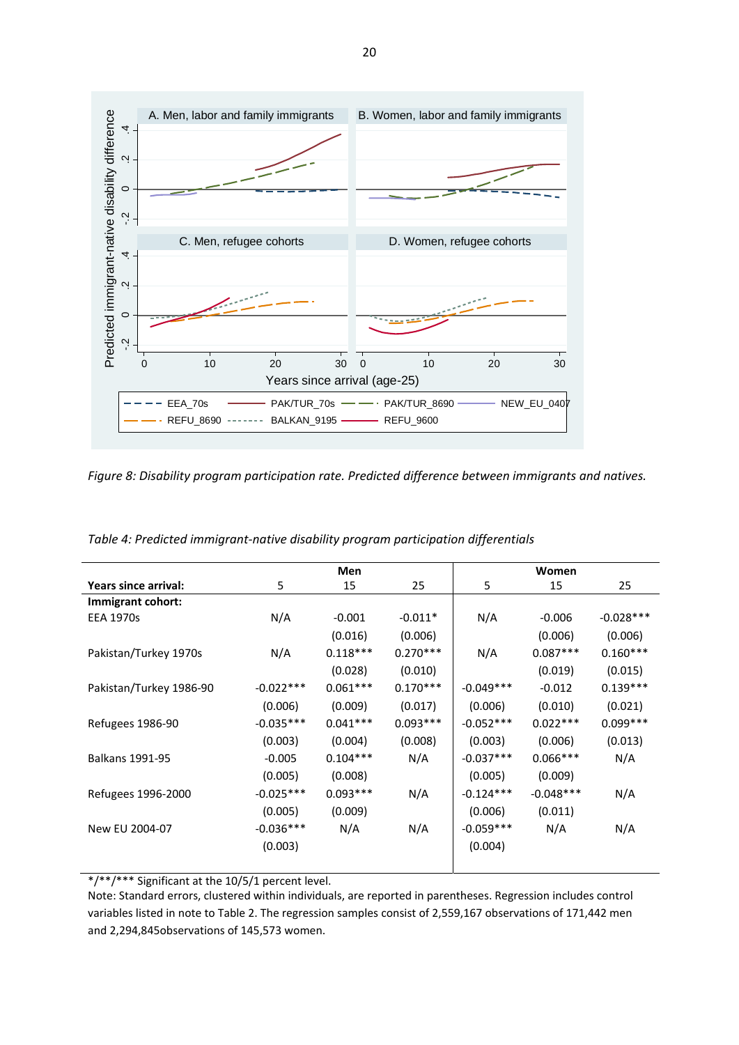*Figure 8: Disability program participation rate. Predicted difference between immigrants and natives.*

*Table 4: Predicted immigrant-native disability program participation differentials*

| | Men | | | Women | | |
|---|---|---|---|---|---|---|
| **Years since arrival:** | 5 | 15 | 25 | 5 | 15 | 25 |
| **Immigrant cohort:** | | | | | | |
| EEA 1970s | N/A | -0.001 | -0.011* | N/A | -0.006 | -0.028*** |
| | | (0.016) | (0.006) | | (0.006) | (0.006) |
| Pakistan/Turkey 1970s | N/A | 0.118*** | 0.270*** | N/A | 0.087*** | 0.160*** |
| | | (0.028) | (0.010) | | (0.019) | (0.015) |
| Pakistan/Turkey 1986-90 | -0.022*** | 0.061*** | 0.170*** | -0.049*** | -0.012 | 0.139*** |
| | (0.006) | (0.009) | (0.017) | (0.006) | (0.010) | (0.021) |
| Refugees 1986-90 | -0.035*** | 0.041*** | 0.093*** | -0.052*** | 0.022*** | 0.099*** |
| | (0.003) | (0.004) | (0.008) | (0.003) | (0.006) | (0.013) |
| Balkans 1991-95 | -0.005 | 0.104*** | N/A | -0.037*** | 0.066*** | N/A |
| | (0.005) | (0.008) | | (0.005) | (0.009) | |
| Refugees 1996-2000 | -0.025*** | 0.093*** | N/A | -0.124*** | -0.048*** | N/A |
| | (0.005) | (0.009) | | (0.006) | (0.011) | |
| New EU 2004-07 | -0.036*** | N/A | N/A | -0.059*** | N/A | N/A |
| | (0.003) | | | (0.004) | | |

*/**/*** Significant at the 10/5/1 percent level.
Note: Standard errors, clustered within individuals, are reported in parentheses. Regression includes control variables listed in note to Table 2. The regression samples consist of 2,559,167 observations of 171,442 men and 2,294,845observations of 145,573 women.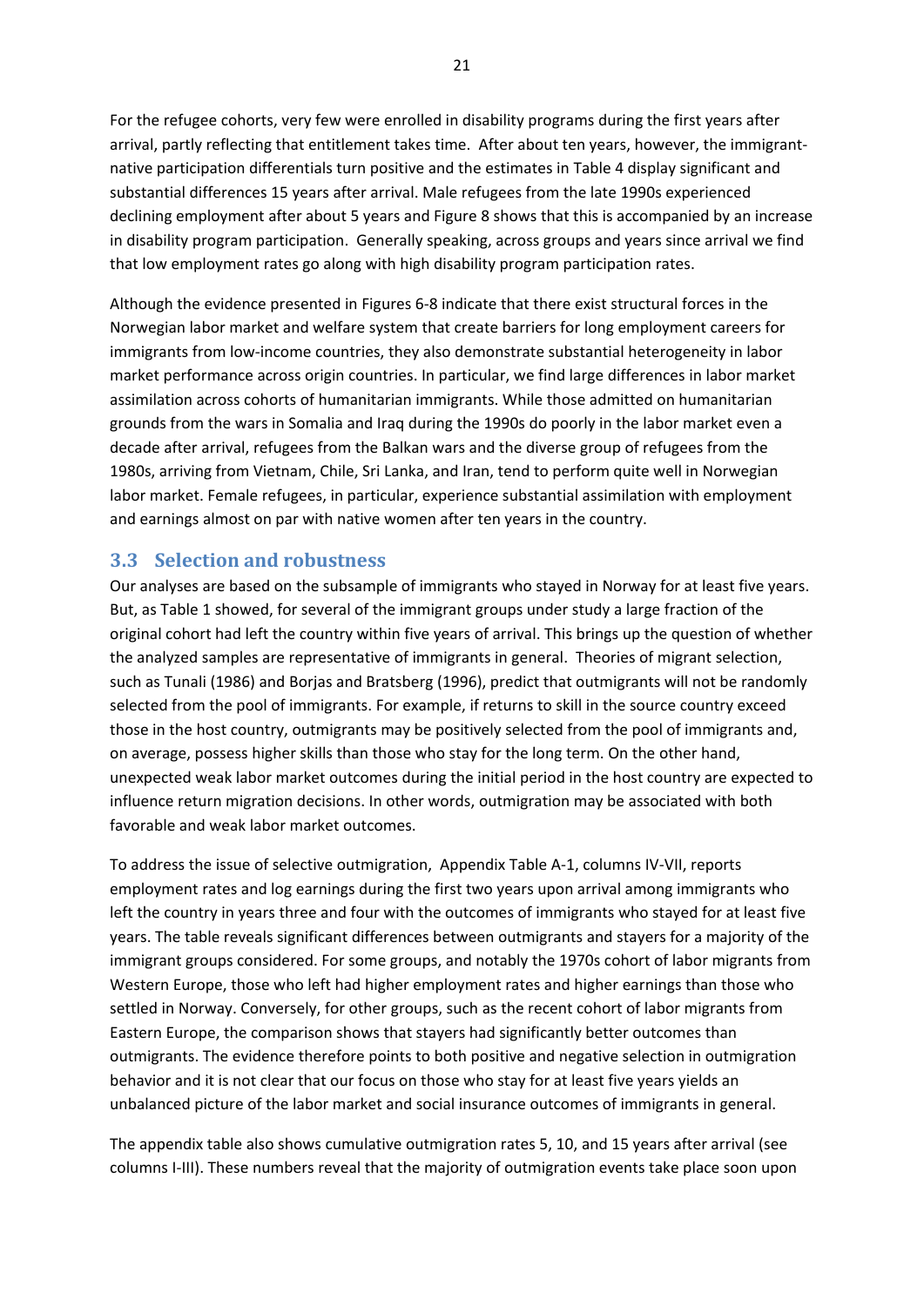For the refugee cohorts, very few were enrolled in disability programs during the first years after arrival, partly reflecting that entitlement takes time. After about ten years, however, the immigrant-native participation differentials turn positive and the estimates in Table 4 display significant and substantial differences 15 years after arrival. Male refugees from the late 1990s experienced declining employment after about 5 years and Figure 8 shows that this is accompanied by an increase in disability program participation. Generally speaking, across groups and years since arrival we find that low employment rates go along with high disability program participation rates.

Although the evidence presented in Figures 6-8 indicate that there exist structural forces in the Norwegian labor market and welfare system that create barriers for long employment careers for immigrants from low-income countries, they also demonstrate substantial heterogeneity in labor market performance across origin countries. In particular, we find large differences in labor market assimilation across cohorts of humanitarian immigrants. While those admitted on humanitarian grounds from the wars in Somalia and Iraq during the 1990s do poorly in the labor market even a decade after arrival, refugees from the Balkan wars and the diverse group of refugees from the 1980s, arriving from Vietnam, Chile, Sri Lanka, and Iran, tend to perform quite well in Norwegian labor market. Female refugees, in particular, experience substantial assimilation with employment and earnings almost on par with native women after ten years in the country.

## 3.3 Selection and robustness

Our analyses are based on the subsample of immigrants who stayed in Norway for at least five years. But, as Table 1 showed, for several of the immigrant groups under study a large fraction of the original cohort had left the country within five years of arrival. This brings up the question of whether the analyzed samples are representative of immigrants in general. Theories of migrant selection, such as Tunali (1986) and Borjas and Bratsberg (1996), predict that outmigrants will not be randomly selected from the pool of immigrants. For example, if returns to skill in the source country exceed those in the host country, outmigrants may be positively selected from the pool of immigrants and, on average, possess higher skills than those who stay for the long term. On the other hand, unexpected weak labor market outcomes during the initial period in the host country are expected to influence return migration decisions. In other words, outmigration may be associated with both favorable and weak labor market outcomes.

To address the issue of selective outmigration, Appendix Table A-1, columns IV-VII, reports employment rates and log earnings during the first two years upon arrival among immigrants who left the country in years three and four with the outcomes of immigrants who stayed for at least five years. The table reveals significant differences between outmigrants and stayers for a majority of the immigrant groups considered. For some groups, and notably the 1970s cohort of labor migrants from Western Europe, those who left had higher employment rates and higher earnings than those who settled in Norway. Conversely, for other groups, such as the recent cohort of labor migrants from Eastern Europe, the comparison shows that stayers had significantly better outcomes than outmigrants. The evidence therefore points to both positive and negative selection in outmigration behavior and it is not clear that our focus on those who stay for at least five years yields an unbalanced picture of the labor market and social insurance outcomes of immigrants in general.

The appendix table also shows cumulative outmigration rates 5, 10, and 15 years after arrival (see columns I-III). These numbers reveal that the majority of outmigration events take place soon upon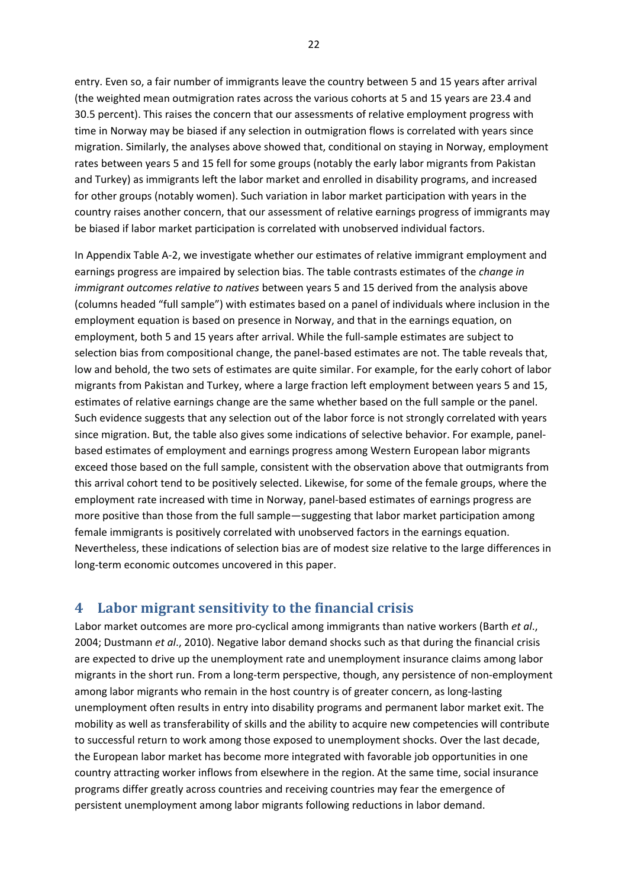entry. Even so, a fair number of immigrants leave the country between 5 and 15 years after arrival (the weighted mean outmigration rates across the various cohorts at 5 and 15 years are 23.4 and 30.5 percent). This raises the concern that our assessments of relative employment progress with time in Norway may be biased if any selection in outmigration flows is correlated with years since migration. Similarly, the analyses above showed that, conditional on staying in Norway, employment rates between years 5 and 15 fell for some groups (notably the early labor migrants from Pakistan and Turkey) as immigrants left the labor market and enrolled in disability programs, and increased for other groups (notably women). Such variation in labor market participation with years in the country raises another concern, that our assessment of relative earnings progress of immigrants may be biased if labor market participation is correlated with unobserved individual factors.

In Appendix Table A-2, we investigate whether our estimates of relative immigrant employment and earnings progress are impaired by selection bias. The table contrasts estimates of the *change in immigrant outcomes relative to natives* between years 5 and 15 derived from the analysis above (columns headed "full sample") with estimates based on a panel of individuals where inclusion in the employment equation is based on presence in Norway, and that in the earnings equation, on employment, both 5 and 15 years after arrival. While the full-sample estimates are subject to selection bias from compositional change, the panel-based estimates are not. The table reveals that, low and behold, the two sets of estimates are quite similar. For example, for the early cohort of labor migrants from Pakistan and Turkey, where a large fraction left employment between years 5 and 15, estimates of relative earnings change are the same whether based on the full sample or the panel. Such evidence suggests that any selection out of the labor force is not strongly correlated with years since migration. But, the table also gives some indications of selective behavior. For example, panel-based estimates of employment and earnings progress among Western European labor migrants exceed those based on the full sample, consistent with the observation above that outmigrants from this arrival cohort tend to be positively selected. Likewise, for some of the female groups, where the employment rate increased with time in Norway, panel-based estimates of earnings progress are more positive than those from the full sample—suggesting that labor market participation among female immigrants is positively correlated with unobserved factors in the earnings equation. Nevertheless, these indications of selection bias are of modest size relative to the large differences in long-term economic outcomes uncovered in this paper.

# 4 Labor migrant sensitivity to the financial crisis

Labor market outcomes are more pro-cyclical among immigrants than native workers (Barth *et al*., 2004; Dustmann *et al*., 2010). Negative labor demand shocks such as that during the financial crisis are expected to drive up the unemployment rate and unemployment insurance claims among labor migrants in the short run. From a long-term perspective, though, any persistence of non-employment among labor migrants who remain in the host country is of greater concern, as long-lasting unemployment often results in entry into disability programs and permanent labor market exit. The mobility as well as transferability of skills and the ability to acquire new competencies will contribute to successful return to work among those exposed to unemployment shocks. Over the last decade, the European labor market has become more integrated with favorable job opportunities in one country attracting worker inflows from elsewhere in the region. At the same time, social insurance programs differ greatly across countries and receiving countries may fear the emergence of persistent unemployment among labor migrants following reductions in labor demand.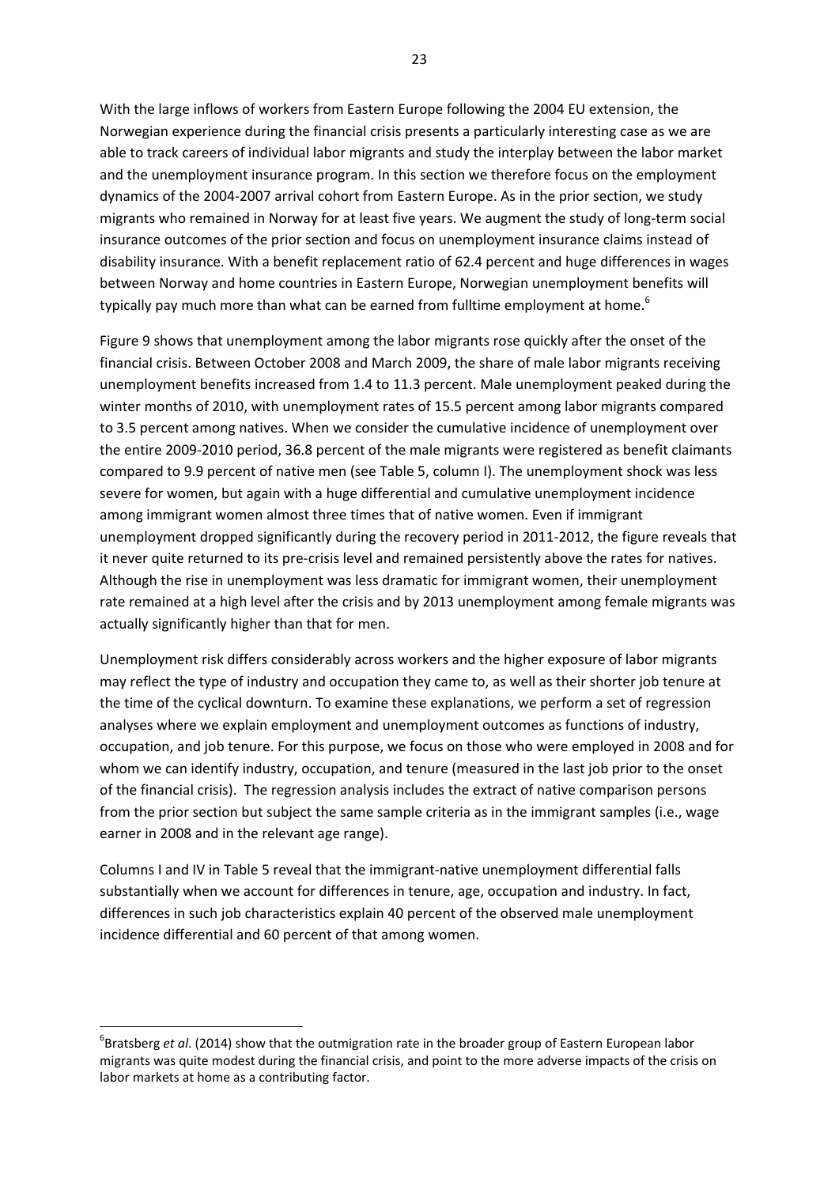With the large inflows of workers from Eastern Europe following the 2004 EU extension, the Norwegian experience during the financial crisis presents a particularly interesting case as we are able to track careers of individual labor migrants and study the interplay between the labor market and the unemployment insurance program. In this section we therefore focus on the employment dynamics of the 2004-2007 arrival cohort from Eastern Europe. As in the prior section, we study migrants who remained in Norway for at least five years. We augment the study of long-term social insurance outcomes of the prior section and focus on unemployment insurance claims instead of disability insurance. With a benefit replacement ratio of 62.4 percent and huge differences in wages between Norway and home countries in Eastern Europe, Norwegian unemployment benefits will typically pay much more than what can be earned from fulltime employment at home.[6]

Figure 9 shows that unemployment among the labor migrants rose quickly after the onset of the financial crisis. Between October 2008 and March 2009, the share of male labor migrants receiving unemployment benefits increased from 1.4 to 11.3 percent. Male unemployment peaked during the winter months of 2010, with unemployment rates of 15.5 percent among labor migrants compared to 3.5 percent among natives. When we consider the cumulative incidence of unemployment over the entire 2009-2010 period, 36.8 percent of the male migrants were registered as benefit claimants compared to 9.9 percent of native men (see Table 5, column I). The unemployment shock was less severe for women, but again with a huge differential and cumulative unemployment incidence among immigrant women almost three times that of native women. Even if immigrant unemployment dropped significantly during the recovery period in 2011-2012, the figure reveals that it never quite returned to its pre-crisis level and remained persistently above the rates for natives. Although the rise in unemployment was less dramatic for immigrant women, their unemployment rate remained at a high level after the crisis and by 2013 unemployment among female migrants was actually significantly higher than that for men.

Unemployment risk differs considerably across workers and the higher exposure of labor migrants may reflect the type of industry and occupation they came to, as well as their shorter job tenure at the time of the cyclical downturn. To examine these explanations, we perform a set of regression analyses where we explain employment and unemployment outcomes as functions of industry, occupation, and job tenure. For this purpose, we focus on those who were employed in 2008 and for whom we can identify industry, occupation, and tenure (measured in the last job prior to the onset of the financial crisis). The regression analysis includes the extract of native comparison persons from the prior section but subject the same sample criteria as in the immigrant samples (i.e., wage earner in 2008 and in the relevant age range).

Columns I and IV in Table 5 reveal that the immigrant-native unemployment differential falls substantially when we account for differences in tenure, age, occupation and industry. In fact, differences in such job characteristics explain 40 percent of the observed male unemployment incidence differential and 60 percent of that among women.

---

[6] Bratsberg *et al*. (2014) show that the outmigration rate in the broader group of Eastern European labor migrants was quite modest during the financial crisis, and point to the more adverse impacts of the crisis on labor markets at home as a contributing factor.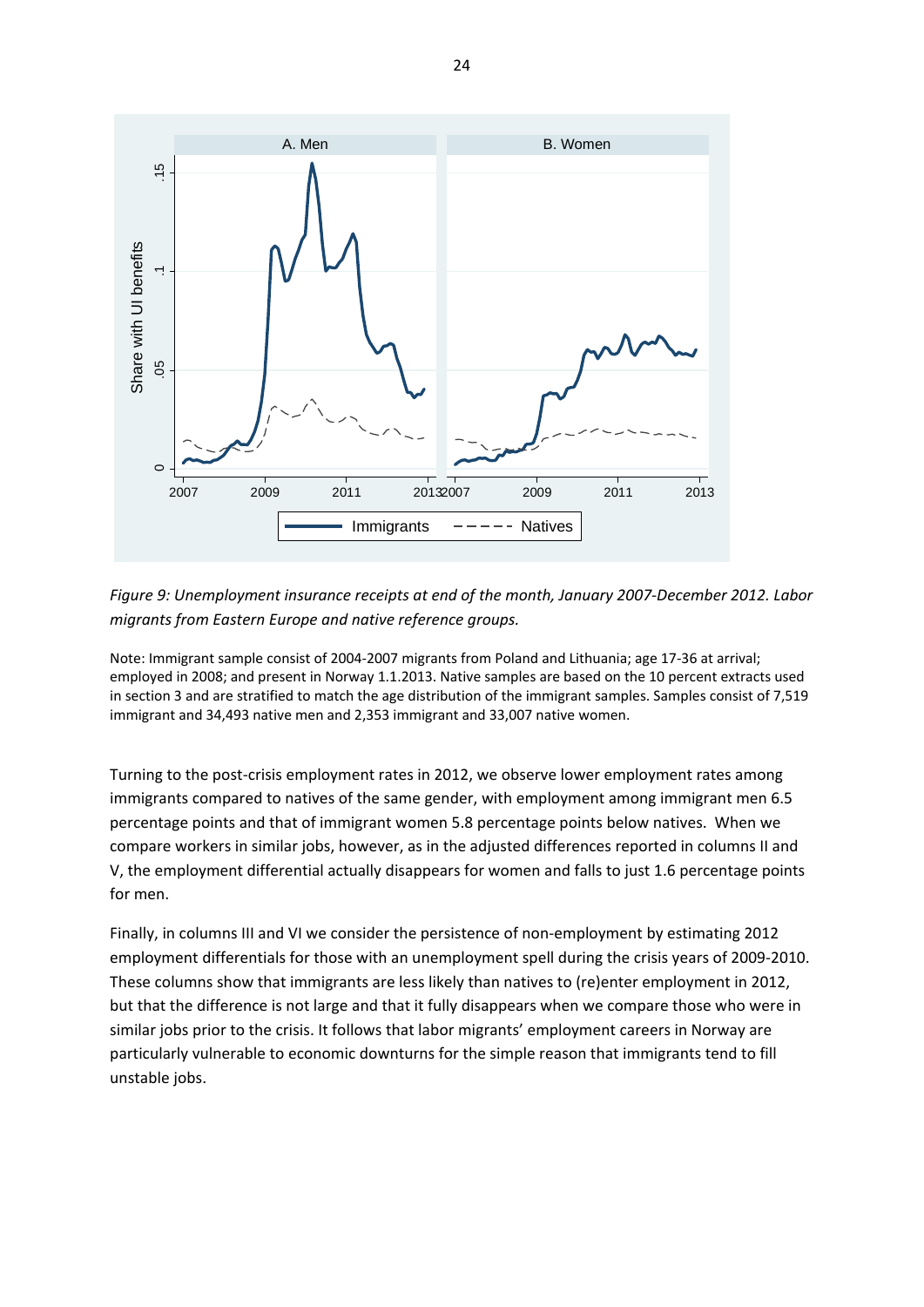*Figure 9: Unemployment insurance receipts at end of the month, January 2007-December 2012. Labor migrants from Eastern Europe and native reference groups.*

Note: Immigrant sample consist of 2004-2007 migrants from Poland and Lithuania; age 17-36 at arrival; employed in 2008; and present in Norway 1.1.2013. Native samples are based on the 10 percent extracts used in section 3 and are stratified to match the age distribution of the immigrant samples. Samples consist of 7,519 immigrant and 34,493 native men and 2,353 immigrant and 33,007 native women.

Turning to the post-crisis employment rates in 2012, we observe lower employment rates among immigrants compared to natives of the same gender, with employment among immigrant men 6.5 percentage points and that of immigrant women 5.8 percentage points below natives. When we compare workers in similar jobs, however, as in the adjusted differences reported in columns II and V, the employment differential actually disappears for women and falls to just 1.6 percentage points for men.

Finally, in columns III and VI we consider the persistence of non-employment by estimating 2012 employment differentials for those with an unemployment spell during the crisis years of 2009-2010. These columns show that immigrants are less likely than natives to (re)enter employment in 2012, but that the difference is not large and that it fully disappears when we compare those who were in similar jobs prior to the crisis. It follows that labor migrants' employment careers in Norway are particularly vulnerable to economic downturns for the simple reason that immigrants tend to fill unstable jobs.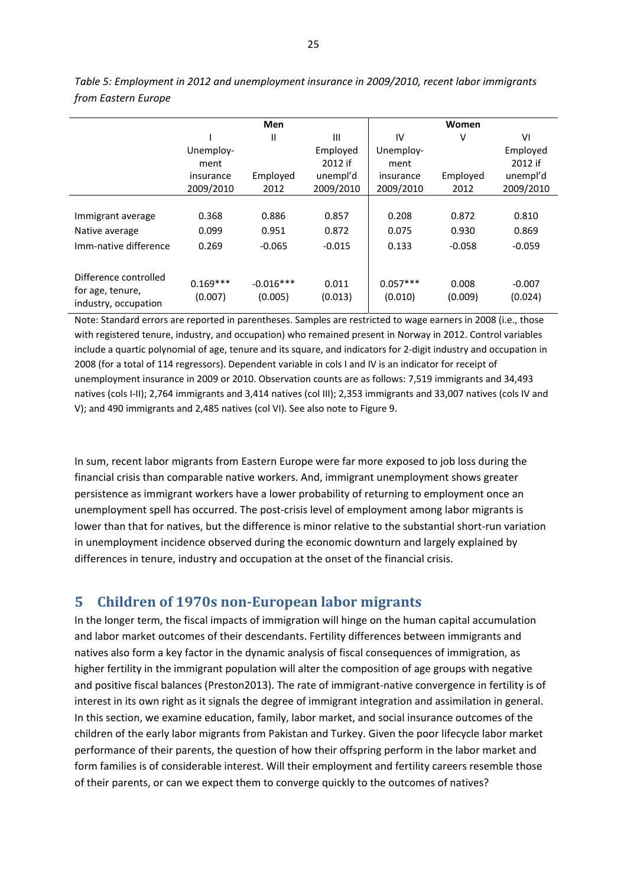*Table 5: Employment in 2012 and unemployment insurance in 2009/2010, recent labor immigrants from Eastern Europe*

| | Men | | | Women | | |
|---|---|---|---|---|---|---|
| | I | II | III | IV | V | VI |
| | Unemployment insurance 2009/2010 | Employed 2012 | Employed 2012 if unempl'd 2009/2010 | Unemployment insurance 2009/2010 | Employed 2012 | Employed 2012 if unempl'd 2009/2010 |
| Immigrant average | 0.368 | 0.886 | 0.857 | 0.208 | 0.872 | 0.810 |
| Native average | 0.099 | 0.951 | 0.872 | 0.075 | 0.930 | 0.869 |
| Imm-native difference | 0.269 | -0.065 | -0.015 | 0.133 | -0.058 | -0.059 |
| Difference controlled for age, tenure, industry, occupation | 0.169*** (0.007) | -0.016*** (0.005) | 0.011 (0.013) | 0.057*** (0.010) | 0.008 (0.009) | -0.007 (0.024) |

Note: Standard errors are reported in parentheses. Samples are restricted to wage earners in 2008 (i.e., those with registered tenure, industry, and occupation) who remained present in Norway in 2012. Control variables include a quartic polynomial of age, tenure and its square, and indicators for 2-digit industry and occupation in 2008 (for a total of 114 regressors). Dependent variable in cols I and IV is an indicator for receipt of unemployment insurance in 2009 or 2010. Observation counts are as follows: 7,519 immigrants and 34,493 natives (cols I-II); 2,764 immigrants and 3,414 natives (col III); 2,353 immigrants and 33,007 natives (cols IV and V); and 490 immigrants and 2,485 natives (col VI). See also note to Figure 9.

In sum, recent labor migrants from Eastern Europe were far more exposed to job loss during the financial crisis than comparable native workers. And, immigrant unemployment shows greater persistence as immigrant workers have a lower probability of returning to employment once an unemployment spell has occurred. The post-crisis level of employment among labor migrants is lower than that for natives, but the difference is minor relative to the substantial short-run variation in unemployment incidence observed during the economic downturn and largely explained by differences in tenure, industry and occupation at the onset of the financial crisis.

## 5 Children of 1970s non-European labor migrants

In the longer term, the fiscal impacts of immigration will hinge on the human capital accumulation and labor market outcomes of their descendants. Fertility differences between immigrants and natives also form a key factor in the dynamic analysis of fiscal consequences of immigration, as higher fertility in the immigrant population will alter the composition of age groups with negative and positive fiscal balances (Preston2013). The rate of immigrant-native convergence in fertility is of interest in its own right as it signals the degree of immigrant integration and assimilation in general. In this section, we examine education, family, labor market, and social insurance outcomes of the children of the early labor migrants from Pakistan and Turkey. Given the poor lifecycle labor market performance of their parents, the question of how their offspring perform in the labor market and form families is of considerable interest. Will their employment and fertility careers resemble those of their parents, or can we expect them to converge quickly to the outcomes of natives?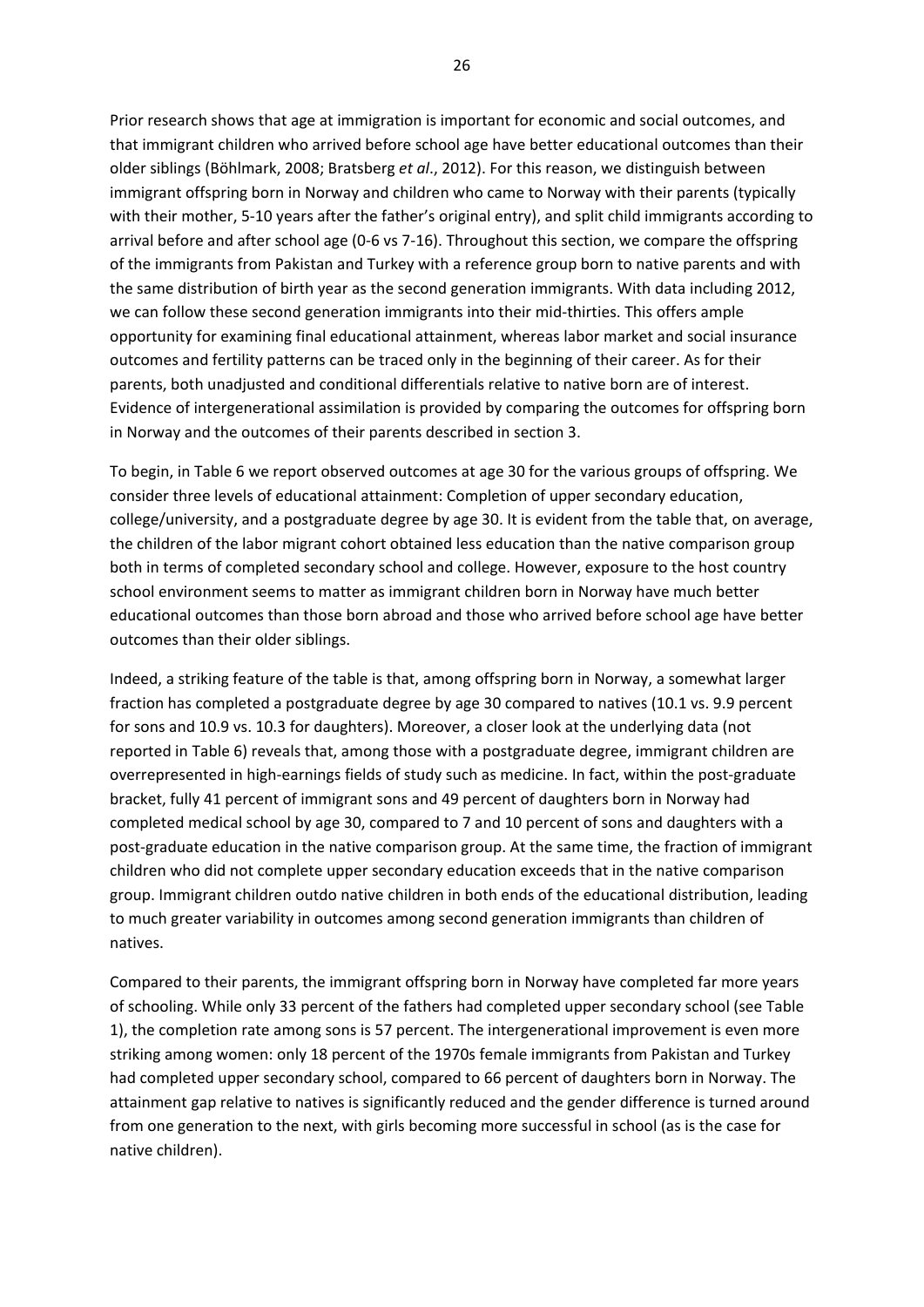Prior research shows that age at immigration is important for economic and social outcomes, and that immigrant children who arrived before school age have better educational outcomes than their older siblings (Böhlmark, 2008; Bratsberg *et al*., 2012). For this reason, we distinguish between immigrant offspring born in Norway and children who came to Norway with their parents (typically with their mother, 5-10 years after the father's original entry), and split child immigrants according to arrival before and after school age (0-6 vs 7-16). Throughout this section, we compare the offspring of the immigrants from Pakistan and Turkey with a reference group born to native parents and with the same distribution of birth year as the second generation immigrants. With data including 2012, we can follow these second generation immigrants into their mid-thirties. This offers ample opportunity for examining final educational attainment, whereas labor market and social insurance outcomes and fertility patterns can be traced only in the beginning of their career. As for their parents, both unadjusted and conditional differentials relative to native born are of interest. Evidence of intergenerational assimilation is provided by comparing the outcomes for offspring born in Norway and the outcomes of their parents described in section 3.

To begin, in Table 6 we report observed outcomes at age 30 for the various groups of offspring. We consider three levels of educational attainment: Completion of upper secondary education, college/university, and a postgraduate degree by age 30. It is evident from the table that, on average, the children of the labor migrant cohort obtained less education than the native comparison group both in terms of completed secondary school and college. However, exposure to the host country school environment seems to matter as immigrant children born in Norway have much better educational outcomes than those born abroad and those who arrived before school age have better outcomes than their older siblings.

Indeed, a striking feature of the table is that, among offspring born in Norway, a somewhat larger fraction has completed a postgraduate degree by age 30 compared to natives (10.1 vs. 9.9 percent for sons and 10.9 vs. 10.3 for daughters). Moreover, a closer look at the underlying data (not reported in Table 6) reveals that, among those with a postgraduate degree, immigrant children are overrepresented in high-earnings fields of study such as medicine. In fact, within the post-graduate bracket, fully 41 percent of immigrant sons and 49 percent of daughters born in Norway had completed medical school by age 30, compared to 7 and 10 percent of sons and daughters with a post-graduate education in the native comparison group. At the same time, the fraction of immigrant children who did not complete upper secondary education exceeds that in the native comparison group. Immigrant children outdo native children in both ends of the educational distribution, leading to much greater variability in outcomes among second generation immigrants than children of natives.

Compared to their parents, the immigrant offspring born in Norway have completed far more years of schooling. While only 33 percent of the fathers had completed upper secondary school (see Table 1), the completion rate among sons is 57 percent. The intergenerational improvement is even more striking among women: only 18 percent of the 1970s female immigrants from Pakistan and Turkey had completed upper secondary school, compared to 66 percent of daughters born in Norway. The attainment gap relative to natives is significantly reduced and the gender difference is turned around from one generation to the next, with girls becoming more successful in school (as is the case for native children).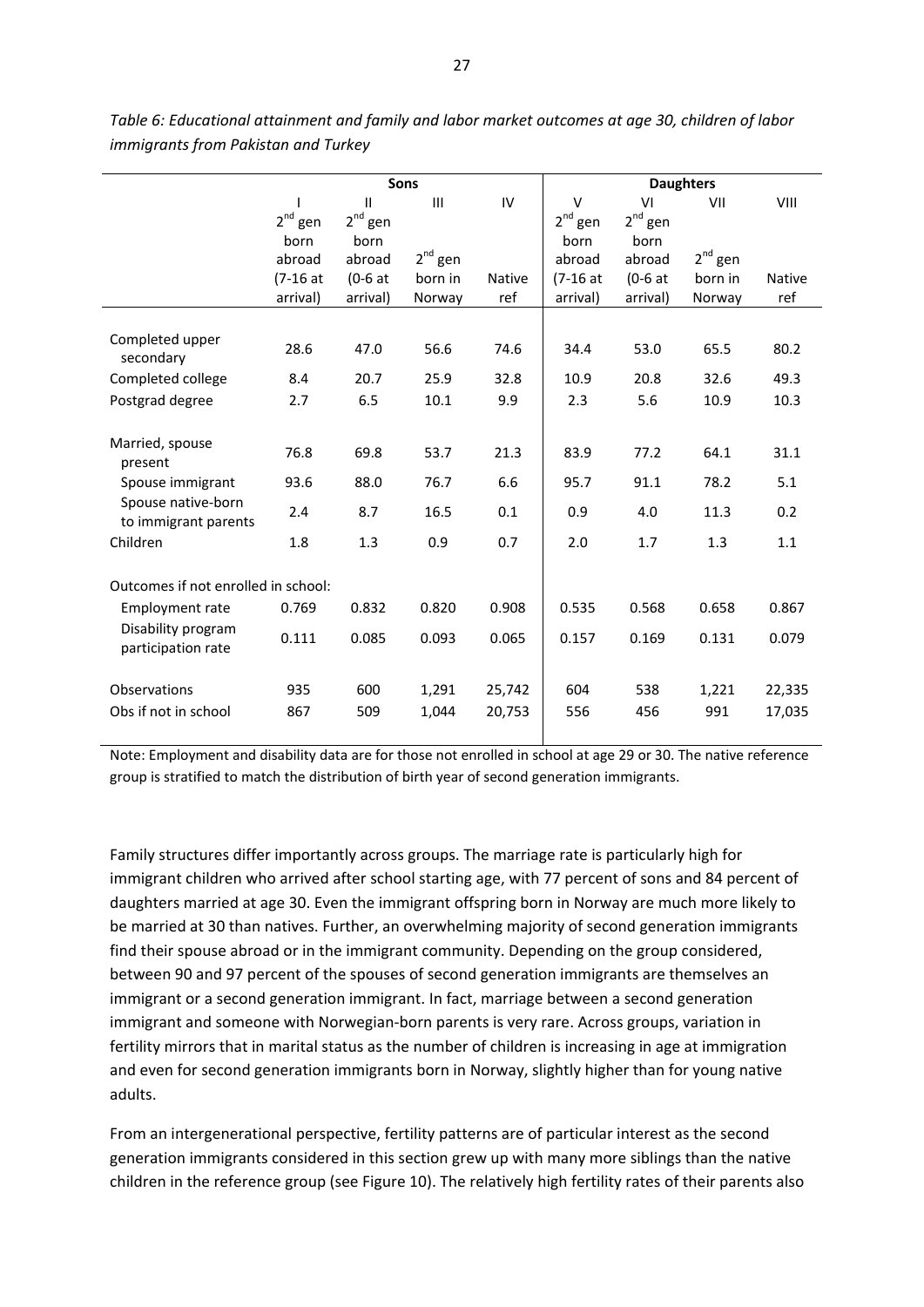*Table 6: Educational attainment and family and labor market outcomes at age 30, children of labor immigrants from Pakistan and Turkey*

| | Sons | | | | Daughters | | | |
|---|---|---|---|---|---|---|---|---|
| | I | II | III | IV | V | VI | VII | VIII |
| | 2nd gen born abroad (7-16 at arrival) | 2nd gen born abroad (0-6 at arrival) | 2nd gen born in Norway | Native ref | 2nd gen born abroad (7-16 at arrival) | 2nd gen born abroad (0-6 at arrival) | 2nd gen born in Norway | Native ref |
| Completed upper secondary | 28.6 | 47.0 | 56.6 | 74.6 | 34.4 | 53.0 | 65.5 | 80.2 |
| Completed college | 8.4 | 20.7 | 25.9 | 32.8 | 10.9 | 20.8 | 32.6 | 49.3 |
| Postgrad degree | 2.7 | 6.5 | 10.1 | 9.9 | 2.3 | 5.6 | 10.9 | 10.3 |
| Married, spouse present | 76.8 | 69.8 | 53.7 | 21.3 | 83.9 | 77.2 | 64.1 | 31.1 |
| Spouse immigrant | 93.6 | 88.0 | 76.7 | 6.6 | 95.7 | 91.1 | 78.2 | 5.1 |
| Spouse native-born to immigrant parents | 2.4 | 8.7 | 16.5 | 0.1 | 0.9 | 4.0 | 11.3 | 0.2 |
| Children | 1.8 | 1.3 | 0.9 | 0.7 | 2.0 | 1.7 | 1.3 | 1.1 |
| Outcomes if not enrolled in school: | | | | | | | | |
| Employment rate | 0.769 | 0.832 | 0.820 | 0.908 | 0.535 | 0.568 | 0.658 | 0.867 |
| Disability program participation rate | 0.111 | 0.085 | 0.093 | 0.065 | 0.157 | 0.169 | 0.131 | 0.079 |
| Observations | 935 | 600 | 1,291 | 25,742 | 604 | 538 | 1,221 | 22,335 |
| Obs if not in school | 867 | 509 | 1,044 | 20,753 | 556 | 456 | 991 | 17,035 |

Note: Employment and disability data are for those not enrolled in school at age 29 or 30. The native reference group is stratified to match the distribution of birth year of second generation immigrants.

Family structures differ importantly across groups. The marriage rate is particularly high for immigrant children who arrived after school starting age, with 77 percent of sons and 84 percent of daughters married at age 30. Even the immigrant offspring born in Norway are much more likely to be married at 30 than natives. Further, an overwhelming majority of second generation immigrants find their spouse abroad or in the immigrant community. Depending on the group considered, between 90 and 97 percent of the spouses of second generation immigrants are themselves an immigrant or a second generation immigrant. In fact, marriage between a second generation immigrant and someone with Norwegian-born parents is very rare. Across groups, variation in fertility mirrors that in marital status as the number of children is increasing in age at immigration and even for second generation immigrants born in Norway, slightly higher than for young native adults.

From an intergenerational perspective, fertility patterns are of particular interest as the second generation immigrants considered in this section grew up with many more siblings than the native children in the reference group (see Figure 10). The relatively high fertility rates of their parents also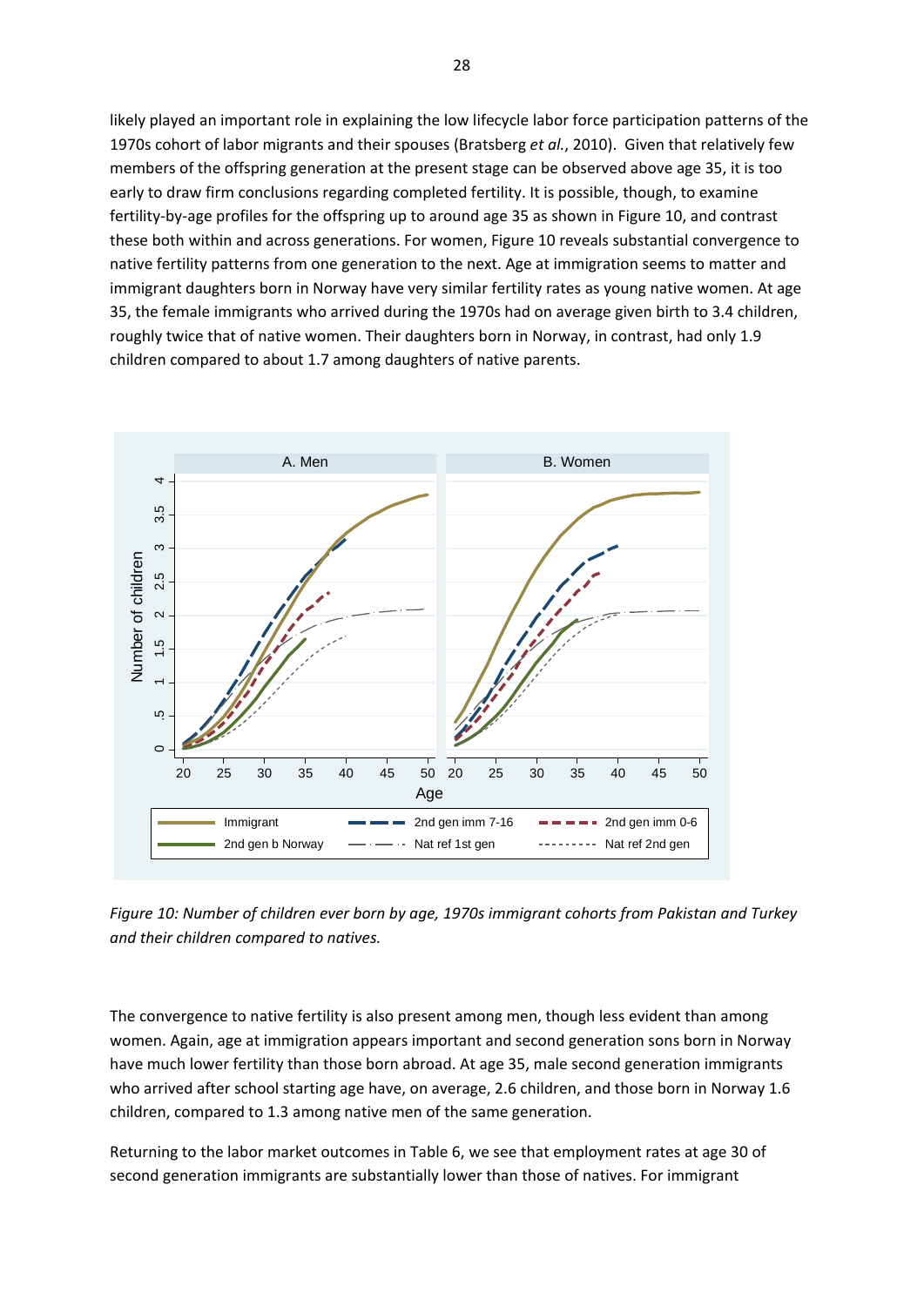likely played an important role in explaining the low lifecycle labor force participation patterns of the 1970s cohort of labor migrants and their spouses (Bratsberg *et al.*, 2010). Given that relatively few members of the offspring generation at the present stage can be observed above age 35, it is too early to draw firm conclusions regarding completed fertility. It is possible, though, to examine fertility-by-age profiles for the offspring up to around age 35 as shown in Figure 10, and contrast these both within and across generations. For women, Figure 10 reveals substantial convergence to native fertility patterns from one generation to the next. Age at immigration seems to matter and immigrant daughters born in Norway have very similar fertility rates as young native women. At age 35, the female immigrants who arrived during the 1970s had on average given birth to 3.4 children, roughly twice that of native women. Their daughters born in Norway, in contrast, had only 1.9 children compared to about 1.7 among daughters of native parents.

*Figure 10: Number of children ever born by age, 1970s immigrant cohorts from Pakistan and Turkey and their children compared to natives.*

The convergence to native fertility is also present among men, though less evident than among women. Again, age at immigration appears important and second generation sons born in Norway have much lower fertility than those born abroad. At age 35, male second generation immigrants who arrived after school starting age have, on average, 2.6 children, and those born in Norway 1.6 children, compared to 1.3 among native men of the same generation.

Returning to the labor market outcomes in Table 6, we see that employment rates at age 30 of second generation immigrants are substantially lower than those of natives. For immigrant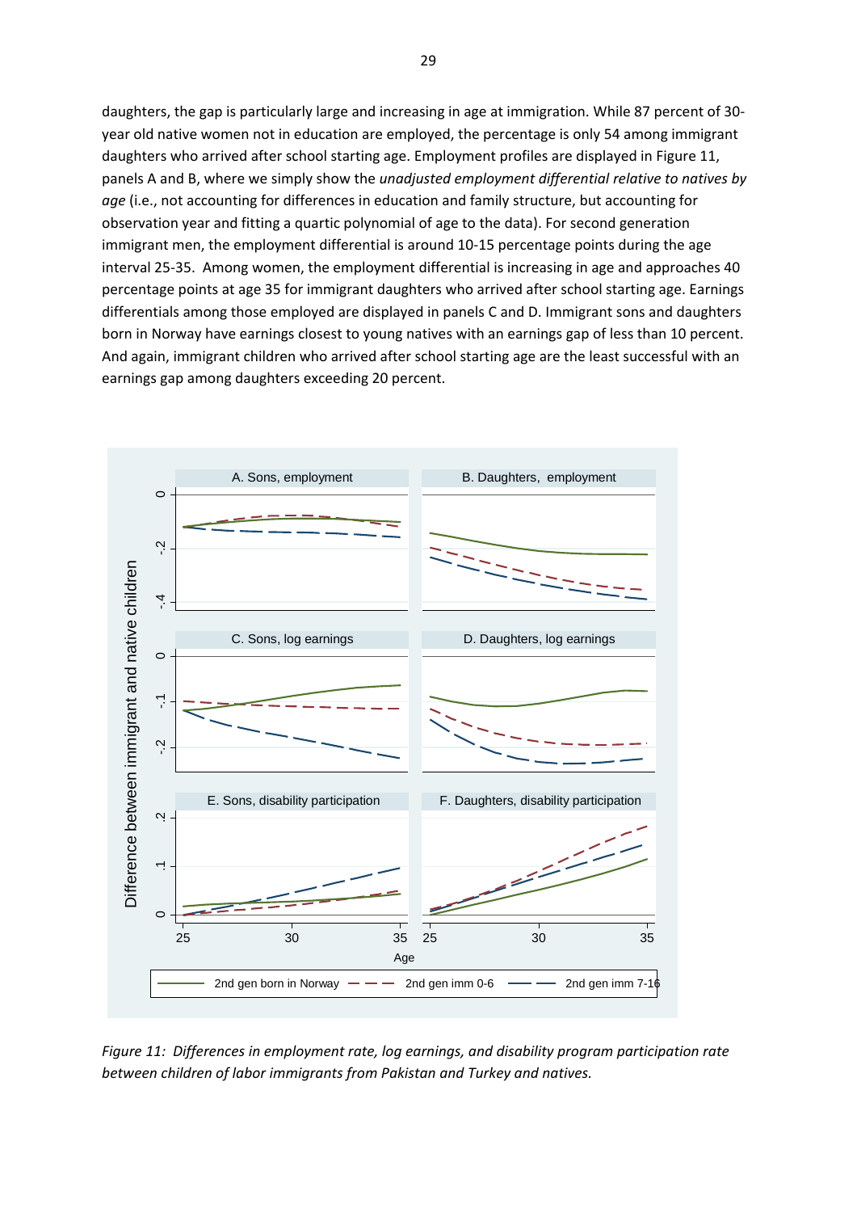daughters, the gap is particularly large and increasing in age at immigration. While 87 percent of 30-year old native women not in education are employed, the percentage is only 54 among immigrant daughters who arrived after school starting age. Employment profiles are displayed in Figure 11, panels A and B, where we simply show the *unadjusted employment differential relative to natives by age* (i.e., not accounting for differences in education and family structure, but accounting for observation year and fitting a quartic polynomial of age to the data). For second generation immigrant men, the employment differential is around 10-15 percentage points during the age interval 25-35. Among women, the employment differential is increasing in age and approaches 40 percentage points at age 35 for immigrant daughters who arrived after school starting age. Earnings differentials among those employed are displayed in panels C and D. Immigrant sons and daughters born in Norway have earnings closest to young natives with an earnings gap of less than 10 percent. And again, immigrant children who arrived after school starting age are the least successful with an earnings gap among daughters exceeding 20 percent.

*Figure 11: Differences in employment rate, log earnings, and disability program participation rate between children of labor immigrants from Pakistan and Turkey and natives.*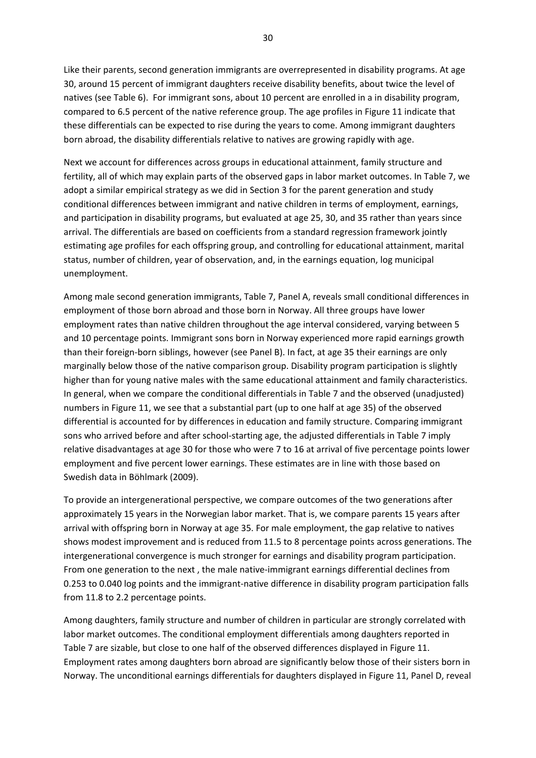Like their parents, second generation immigrants are overrepresented in disability programs. At age 30, around 15 percent of immigrant daughters receive disability benefits, about twice the level of natives (see Table 6). For immigrant sons, about 10 percent are enrolled in a in disability program, compared to 6.5 percent of the native reference group. The age profiles in Figure 11 indicate that these differentials can be expected to rise during the years to come. Among immigrant daughters born abroad, the disability differentials relative to natives are growing rapidly with age.

Next we account for differences across groups in educational attainment, family structure and fertility, all of which may explain parts of the observed gaps in labor market outcomes. In Table 7, we adopt a similar empirical strategy as we did in Section 3 for the parent generation and study conditional differences between immigrant and native children in terms of employment, earnings, and participation in disability programs, but evaluated at age 25, 30, and 35 rather than years since arrival. The differentials are based on coefficients from a standard regression framework jointly estimating age profiles for each offspring group, and controlling for educational attainment, marital status, number of children, year of observation, and, in the earnings equation, log municipal unemployment.

Among male second generation immigrants, Table 7, Panel A, reveals small conditional differences in employment of those born abroad and those born in Norway. All three groups have lower employment rates than native children throughout the age interval considered, varying between 5 and 10 percentage points. Immigrant sons born in Norway experienced more rapid earnings growth than their foreign-born siblings, however (see Panel B). In fact, at age 35 their earnings are only marginally below those of the native comparison group. Disability program participation is slightly higher than for young native males with the same educational attainment and family characteristics. In general, when we compare the conditional differentials in Table 7 and the observed (unadjusted) numbers in Figure 11, we see that a substantial part (up to one half at age 35) of the observed differential is accounted for by differences in education and family structure. Comparing immigrant sons who arrived before and after school-starting age, the adjusted differentials in Table 7 imply relative disadvantages at age 30 for those who were 7 to 16 at arrival of five percentage points lower employment and five percent lower earnings. These estimates are in line with those based on Swedish data in Böhlmark (2009).

To provide an intergenerational perspective, we compare outcomes of the two generations after approximately 15 years in the Norwegian labor market. That is, we compare parents 15 years after arrival with offspring born in Norway at age 35. For male employment, the gap relative to natives shows modest improvement and is reduced from 11.5 to 8 percentage points across generations. The intergenerational convergence is much stronger for earnings and disability program participation. From one generation to the next , the male native-immigrant earnings differential declines from 0.253 to 0.040 log points and the immigrant-native difference in disability program participation falls from 11.8 to 2.2 percentage points.

Among daughters, family structure and number of children in particular are strongly correlated with labor market outcomes. The conditional employment differentials among daughters reported in Table 7 are sizable, but close to one half of the observed differences displayed in Figure 11. Employment rates among daughters born abroad are significantly below those of their sisters born in Norway. The unconditional earnings differentials for daughters displayed in Figure 11, Panel D, reveal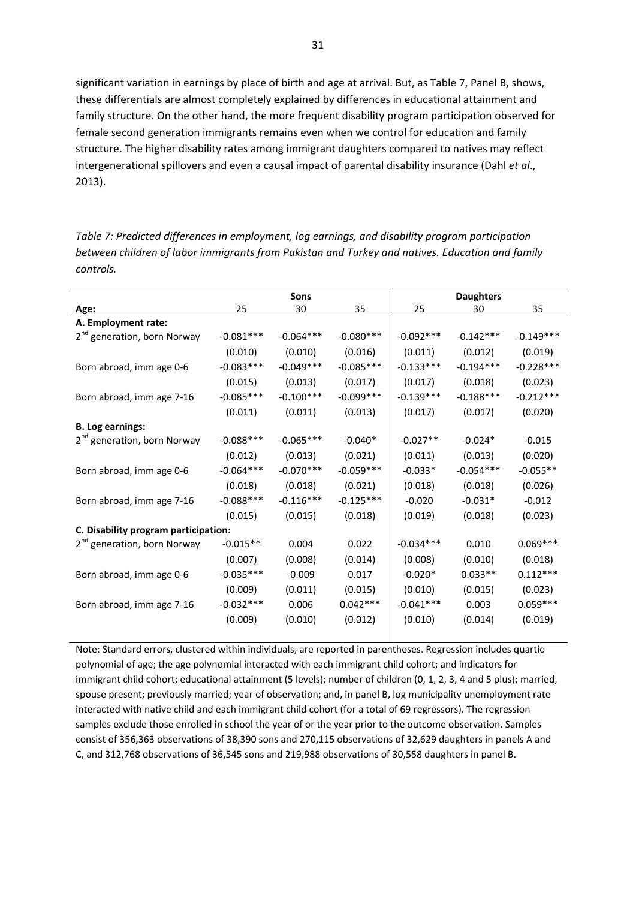significant variation in earnings by place of birth and age at arrival. But, as Table 7, Panel B, shows, these differentials are almost completely explained by differences in educational attainment and family structure. On the other hand, the more frequent disability program participation observed for female second generation immigrants remains even when we control for education and family structure. The higher disability rates among immigrant daughters compared to natives may reflect intergenerational spillovers and even a causal impact of parental disability insurance (Dahl *et al*., 2013).

*Table 7: Predicted differences in employment, log earnings, and disability program participation between children of labor immigrants from Pakistan and Turkey and natives. Education and family controls.*

| | Sons | | | Daughters | | |
|---|---|---|---|---|---|---|
| **Age:** | 25 | 30 | 35 | 25 | 30 | 35 |
| **A. Employment rate:** | | | | | | |
| 2nd generation, born Norway | -0.081*** | -0.064*** | -0.080*** | -0.092*** | -0.142*** | -0.149*** |
| | (0.010) | (0.010) | (0.016) | (0.011) | (0.012) | (0.019) |
| Born abroad, imm age 0-6 | -0.083*** | -0.049*** | -0.085*** | -0.133*** | -0.194*** | -0.228*** |
| | (0.015) | (0.013) | (0.017) | (0.017) | (0.018) | (0.023) |
| Born abroad, imm age 7-16 | -0.085*** | -0.100*** | -0.099*** | -0.139*** | -0.188*** | -0.212*** |
| | (0.011) | (0.011) | (0.013) | (0.017) | (0.017) | (0.020) |
| **B. Log earnings:** | | | | | | |
| 2nd generation, born Norway | -0.088*** | -0.065*** | -0.040* | -0.027** | -0.024* | -0.015 |
| | (0.012) | (0.013) | (0.021) | (0.011) | (0.013) | (0.020) |
| Born abroad, imm age 0-6 | -0.064*** | -0.070*** | -0.059*** | -0.033* | -0.054*** | -0.055** |
| | (0.018) | (0.018) | (0.021) | (0.018) | (0.018) | (0.026) |
| Born abroad, imm age 7-16 | -0.088*** | -0.116*** | -0.125*** | -0.020 | -0.031* | -0.012 |
| | (0.015) | (0.015) | (0.018) | (0.019) | (0.018) | (0.023) |
| **C. Disability program participation:** | | | | | | |
| 2nd generation, born Norway | -0.015** | 0.004 | 0.022 | -0.034*** | 0.010 | 0.069*** |
| | (0.007) | (0.008) | (0.014) | (0.008) | (0.010) | (0.018) |
| Born abroad, imm age 0-6 | -0.035*** | -0.009 | 0.017 | -0.020* | 0.033** | 0.112*** |
| | (0.009) | (0.011) | (0.015) | (0.010) | (0.015) | (0.023) |
| Born abroad, imm age 7-16 | -0.032*** | 0.006 | 0.042*** | -0.041*** | 0.003 | 0.059*** |
| | (0.009) | (0.010) | (0.012) | (0.010) | (0.014) | (0.019) |

Note: Standard errors, clustered within individuals, are reported in parentheses. Regression includes quartic polynomial of age; the age polynomial interacted with each immigrant child cohort; and indicators for immigrant child cohort; educational attainment (5 levels); number of children (0, 1, 2, 3, 4 and 5 plus); married, spouse present; previously married; year of observation; and, in panel B, log municipality unemployment rate interacted with native child and each immigrant child cohort (for a total of 69 regressors). The regression samples exclude those enrolled in school the year of or the year prior to the outcome observation. Samples consist of 356,363 observations of 38,390 sons and 270,115 observations of 32,629 daughters in panels A and C, and 312,768 observations of 36,545 sons and 219,988 observations of 30,558 daughters in panel B.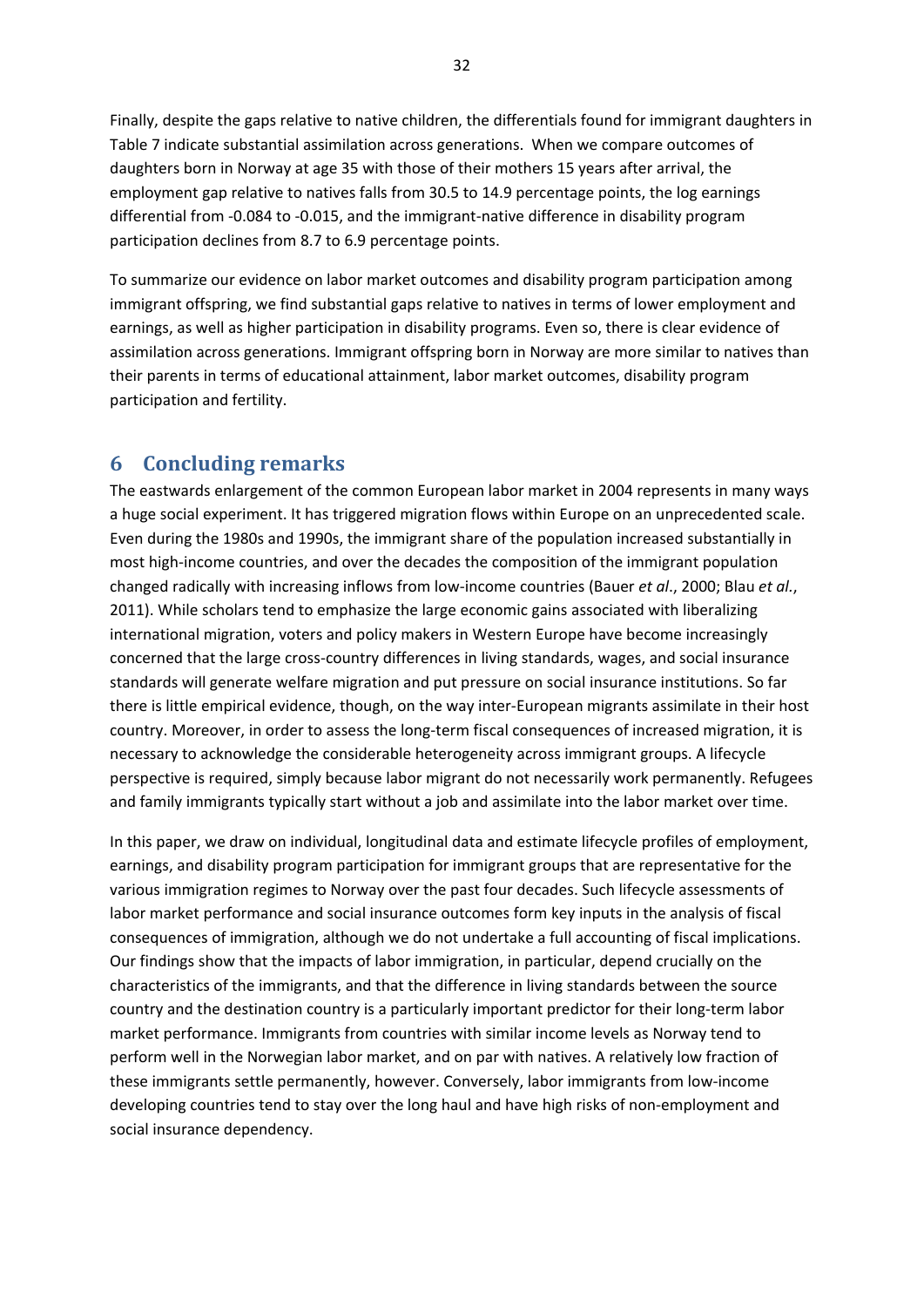Finally, despite the gaps relative to native children, the differentials found for immigrant daughters in Table 7 indicate substantial assimilation across generations. When we compare outcomes of daughters born in Norway at age 35 with those of their mothers 15 years after arrival, the employment gap relative to natives falls from 30.5 to 14.9 percentage points, the log earnings differential from -0.084 to -0.015, and the immigrant-native difference in disability program participation declines from 8.7 to 6.9 percentage points.

To summarize our evidence on labor market outcomes and disability program participation among immigrant offspring, we find substantial gaps relative to natives in terms of lower employment and earnings, as well as higher participation in disability programs. Even so, there is clear evidence of assimilation across generations. Immigrant offspring born in Norway are more similar to natives than their parents in terms of educational attainment, labor market outcomes, disability program participation and fertility.

# 6 Concluding remarks

The eastwards enlargement of the common European labor market in 2004 represents in many ways a huge social experiment. It has triggered migration flows within Europe on an unprecedented scale. Even during the 1980s and 1990s, the immigrant share of the population increased substantially in most high-income countries, and over the decades the composition of the immigrant population changed radically with increasing inflows from low-income countries (Bauer *et al*., 2000; Blau *et al.*, 2011). While scholars tend to emphasize the large economic gains associated with liberalizing international migration, voters and policy makers in Western Europe have become increasingly concerned that the large cross-country differences in living standards, wages, and social insurance standards will generate welfare migration and put pressure on social insurance institutions. So far there is little empirical evidence, though, on the way inter-European migrants assimilate in their host country. Moreover, in order to assess the long-term fiscal consequences of increased migration, it is necessary to acknowledge the considerable heterogeneity across immigrant groups. A lifecycle perspective is required, simply because labor migrant do not necessarily work permanently. Refugees and family immigrants typically start without a job and assimilate into the labor market over time.

In this paper, we draw on individual, longitudinal data and estimate lifecycle profiles of employment, earnings, and disability program participation for immigrant groups that are representative for the various immigration regimes to Norway over the past four decades. Such lifecycle assessments of labor market performance and social insurance outcomes form key inputs in the analysis of fiscal consequences of immigration, although we do not undertake a full accounting of fiscal implications. Our findings show that the impacts of labor immigration, in particular, depend crucially on the characteristics of the immigrants, and that the difference in living standards between the source country and the destination country is a particularly important predictor for their long-term labor market performance. Immigrants from countries with similar income levels as Norway tend to perform well in the Norwegian labor market, and on par with natives. A relatively low fraction of these immigrants settle permanently, however. Conversely, labor immigrants from low-income developing countries tend to stay over the long haul and have high risks of non-employment and social insurance dependency.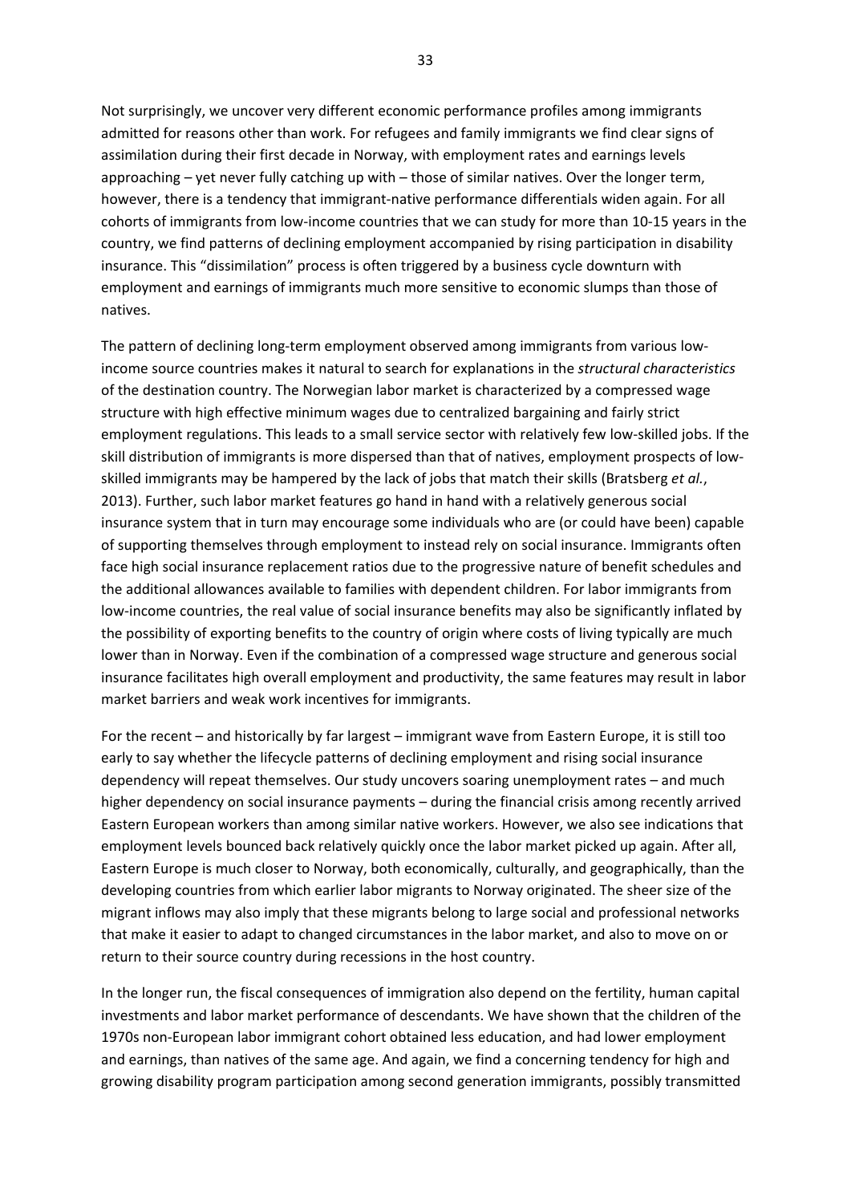Not surprisingly, we uncover very different economic performance profiles among immigrants admitted for reasons other than work. For refugees and family immigrants we find clear signs of assimilation during their first decade in Norway, with employment rates and earnings levels approaching – yet never fully catching up with – those of similar natives. Over the longer term, however, there is a tendency that immigrant-native performance differentials widen again. For all cohorts of immigrants from low-income countries that we can study for more than 10-15 years in the country, we find patterns of declining employment accompanied by rising participation in disability insurance. This "dissimilation" process is often triggered by a business cycle downturn with employment and earnings of immigrants much more sensitive to economic slumps than those of natives.

The pattern of declining long-term employment observed among immigrants from various low-income source countries makes it natural to search for explanations in the *structural characteristics* of the destination country. The Norwegian labor market is characterized by a compressed wage structure with high effective minimum wages due to centralized bargaining and fairly strict employment regulations. This leads to a small service sector with relatively few low-skilled jobs. If the skill distribution of immigrants is more dispersed than that of natives, employment prospects of low-skilled immigrants may be hampered by the lack of jobs that match their skills (Bratsberg *et al.*, 2013). Further, such labor market features go hand in hand with a relatively generous social insurance system that in turn may encourage some individuals who are (or could have been) capable of supporting themselves through employment to instead rely on social insurance. Immigrants often face high social insurance replacement ratios due to the progressive nature of benefit schedules and the additional allowances available to families with dependent children. For labor immigrants from low-income countries, the real value of social insurance benefits may also be significantly inflated by the possibility of exporting benefits to the country of origin where costs of living typically are much lower than in Norway. Even if the combination of a compressed wage structure and generous social insurance facilitates high overall employment and productivity, the same features may result in labor market barriers and weak work incentives for immigrants.

For the recent – and historically by far largest – immigrant wave from Eastern Europe, it is still too early to say whether the lifecycle patterns of declining employment and rising social insurance dependency will repeat themselves. Our study uncovers soaring unemployment rates – and much higher dependency on social insurance payments – during the financial crisis among recently arrived Eastern European workers than among similar native workers. However, we also see indications that employment levels bounced back relatively quickly once the labor market picked up again. After all, Eastern Europe is much closer to Norway, both economically, culturally, and geographically, than the developing countries from which earlier labor migrants to Norway originated. The sheer size of the migrant inflows may also imply that these migrants belong to large social and professional networks that make it easier to adapt to changed circumstances in the labor market, and also to move on or return to their source country during recessions in the host country.

In the longer run, the fiscal consequences of immigration also depend on the fertility, human capital investments and labor market performance of descendants. We have shown that the children of the 1970s non-European labor immigrant cohort obtained less education, and had lower employment and earnings, than natives of the same age. And again, we find a concerning tendency for high and growing disability program participation among second generation immigrants, possibly transmitted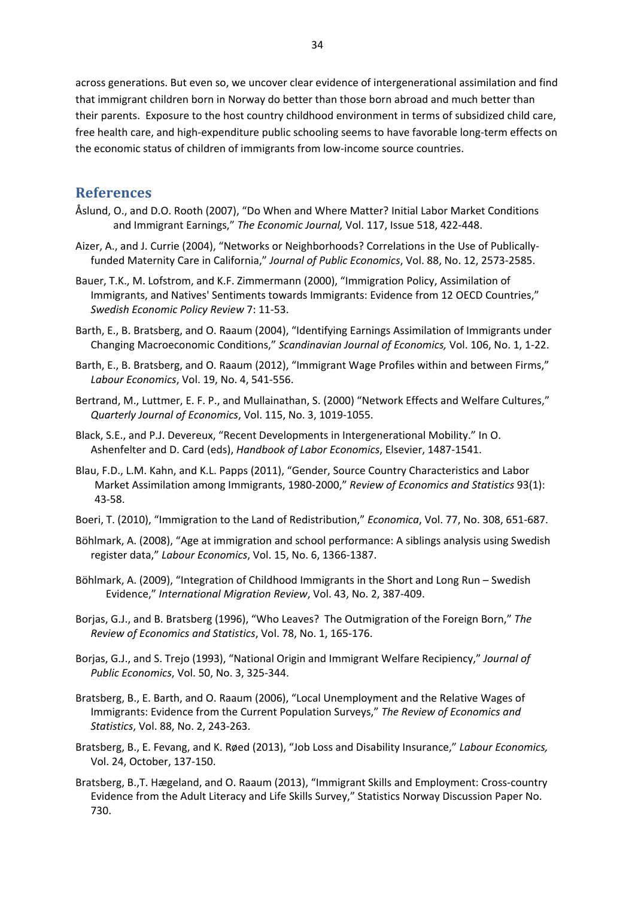across generations. But even so, we uncover clear evidence of intergenerational assimilation and find that immigrant children born in Norway do better than those born abroad and much better than their parents. Exposure to the host country childhood environment in terms of subsidized child care, free health care, and high-expenditure public schooling seems to have favorable long-term effects on the economic status of children of immigrants from low-income source countries.

## References

Åslund, O., and D.O. Rooth (2007), "Do When and Where Matter? Initial Labor Market Conditions and Immigrant Earnings," *The Economic Journal,* Vol. 117, Issue 518, 422-448.

Aizer, A., and J. Currie (2004), "Networks or Neighborhoods? Correlations in the Use of Publically-funded Maternity Care in California," *Journal of Public Economics*, Vol. 88, No. 12, 2573-2585.

Bauer, T.K., M. Lofstrom, and K.F. Zimmermann (2000), "Immigration Policy, Assimilation of Immigrants, and Natives' Sentiments towards Immigrants: Evidence from 12 OECD Countries," *Swedish Economic Policy Review* 7: 11-53.

Barth, E., B. Bratsberg, and O. Raaum (2004), "Identifying Earnings Assimilation of Immigrants under Changing Macroeconomic Conditions," *Scandinavian Journal of Economics,* Vol. 106, No. 1, 1-22.

Barth, E., B. Bratsberg, and O. Raaum (2012), "Immigrant Wage Profiles within and between Firms," *Labour Economics*, Vol. 19, No. 4, 541-556.

Bertrand, M., Luttmer, E. F. P., and Mullainathan, S. (2000) "Network Effects and Welfare Cultures," *Quarterly Journal of Economics*, Vol. 115, No. 3, 1019-1055.

Black, S.E., and P.J. Devereux, "Recent Developments in Intergenerational Mobility." In O. Ashenfelter and D. Card (eds), *Handbook of Labor Economics*, Elsevier, 1487-1541.

Blau, F.D., L.M. Kahn, and K.L. Papps (2011), "Gender, Source Country Characteristics and Labor Market Assimilation among Immigrants, 1980-2000," *Review of Economics and Statistics* 93(1): 43-58.

Boeri, T. (2010), "Immigration to the Land of Redistribution," *Economica*, Vol. 77, No. 308, 651-687.

Böhlmark, A. (2008), "Age at immigration and school performance: A siblings analysis using Swedish register data," *Labour Economics*, Vol. 15, No. 6, 1366-1387.

Böhlmark, A. (2009), "Integration of Childhood Immigrants in the Short and Long Run – Swedish Evidence," *International Migration Review*, Vol. 43, No. 2, 387-409.

Borjas, G.J., and B. Bratsberg (1996), "Who Leaves? The Outmigration of the Foreign Born," *The Review of Economics and Statistics*, Vol. 78, No. 1, 165-176.

Borjas, G.J., and S. Trejo (1993), "National Origin and Immigrant Welfare Recipiency," *Journal of Public Economics*, Vol. 50, No. 3, 325-344.

Bratsberg, B., E. Barth, and O. Raaum (2006), "Local Unemployment and the Relative Wages of Immigrants: Evidence from the Current Population Surveys," *The Review of Economics and Statistics*, Vol. 88, No. 2, 243-263.

Bratsberg, B., E. Fevang, and K. Røed (2013), "Job Loss and Disability Insurance," *Labour Economics,* Vol. 24, October, 137-150.

Bratsberg, B.,T. Hægeland, and O. Raaum (2013), "Immigrant Skills and Employment: Cross-country Evidence from the Adult Literacy and Life Skills Survey," Statistics Norway Discussion Paper No. 730.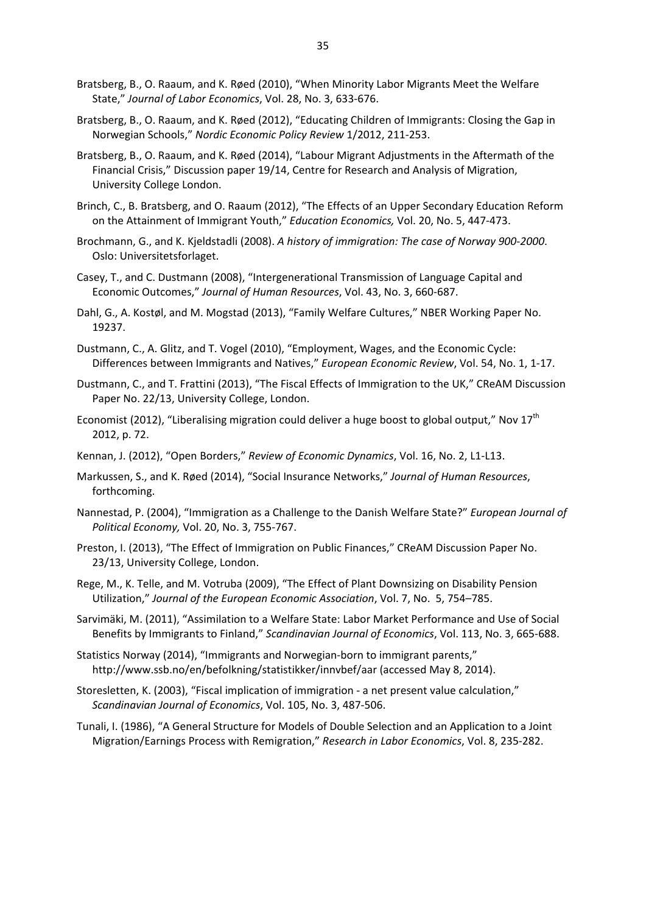Bratsberg, B., O. Raaum, and K. Røed (2010), "When Minority Labor Migrants Meet the Welfare State," *Journal of Labor Economics*, Vol. 28, No. 3, 633-676.

Bratsberg, B., O. Raaum, and K. Røed (2012), "Educating Children of Immigrants: Closing the Gap in Norwegian Schools," *Nordic Economic Policy Review* 1/2012, 211-253.

Bratsberg, B., O. Raaum, and K. Røed (2014), "Labour Migrant Adjustments in the Aftermath of the Financial Crisis," Discussion paper 19/14, Centre for Research and Analysis of Migration, University College London.

Brinch, C., B. Bratsberg, and O. Raaum (2012), "The Effects of an Upper Secondary Education Reform on the Attainment of Immigrant Youth," *Education Economics,* Vol. 20, No. 5, 447-473.

Brochmann, G., and K. Kjeldstadli (2008). *A history of immigration: The case of Norway 900-2000*. Oslo: Universitetsforlaget.

Casey, T., and C. Dustmann (2008), "Intergenerational Transmission of Language Capital and Economic Outcomes," *Journal of Human Resources*, Vol. 43, No. 3, 660-687.

Dahl, G., A. Kostøl, and M. Mogstad (2013), "Family Welfare Cultures," NBER Working Paper No. 19237.

Dustmann, C., A. Glitz, and T. Vogel (2010), "Employment, Wages, and the Economic Cycle: Differences between Immigrants and Natives," *European Economic Review*, Vol. 54, No. 1, 1-17.

Dustmann, C., and T. Frattini (2013), "The Fiscal Effects of Immigration to the UK," CReAM Discussion Paper No. 22/13, University College, London.

Economist (2012), "Liberalising migration could deliver a huge boost to global output," Nov 17th 2012, p. 72.

Kennan, J. (2012), "Open Borders," *Review of Economic Dynamics*, Vol. 16, No. 2, L1-L13.

Markussen, S., and K. Røed (2014), "Social Insurance Networks," *Journal of Human Resources*, forthcoming.

Nannestad, P. (2004), "Immigration as a Challenge to the Danish Welfare State?" *European Journal of Political Economy,* Vol. 20, No. 3, 755-767.

Preston, I. (2013), "The Effect of Immigration on Public Finances," CReAM Discussion Paper No. 23/13, University College, London.

Rege, M., K. Telle, and M. Votruba (2009), "The Effect of Plant Downsizing on Disability Pension Utilization," *Journal of the European Economic Association*, Vol. 7, No. 5, 754–785.

Sarvimäki, M. (2011), "Assimilation to a Welfare State: Labor Market Performance and Use of Social Benefits by Immigrants to Finland," *Scandinavian Journal of Economics*, Vol. 113, No. 3, 665-688.

Statistics Norway (2014), "Immigrants and Norwegian-born to immigrant parents," http://www.ssb.no/en/befolkning/statistikker/innvbef/aar (accessed May 8, 2014).

Storesletten, K. (2003), "Fiscal implication of immigration - a net present value calculation," *Scandinavian Journal of Economics*, Vol. 105, No. 3, 487-506.

Tunali, I. (1986), "A General Structure for Models of Double Selection and an Application to a Joint Migration/Earnings Process with Remigration," *Research in Labor Economics*, Vol. 8, 235-282.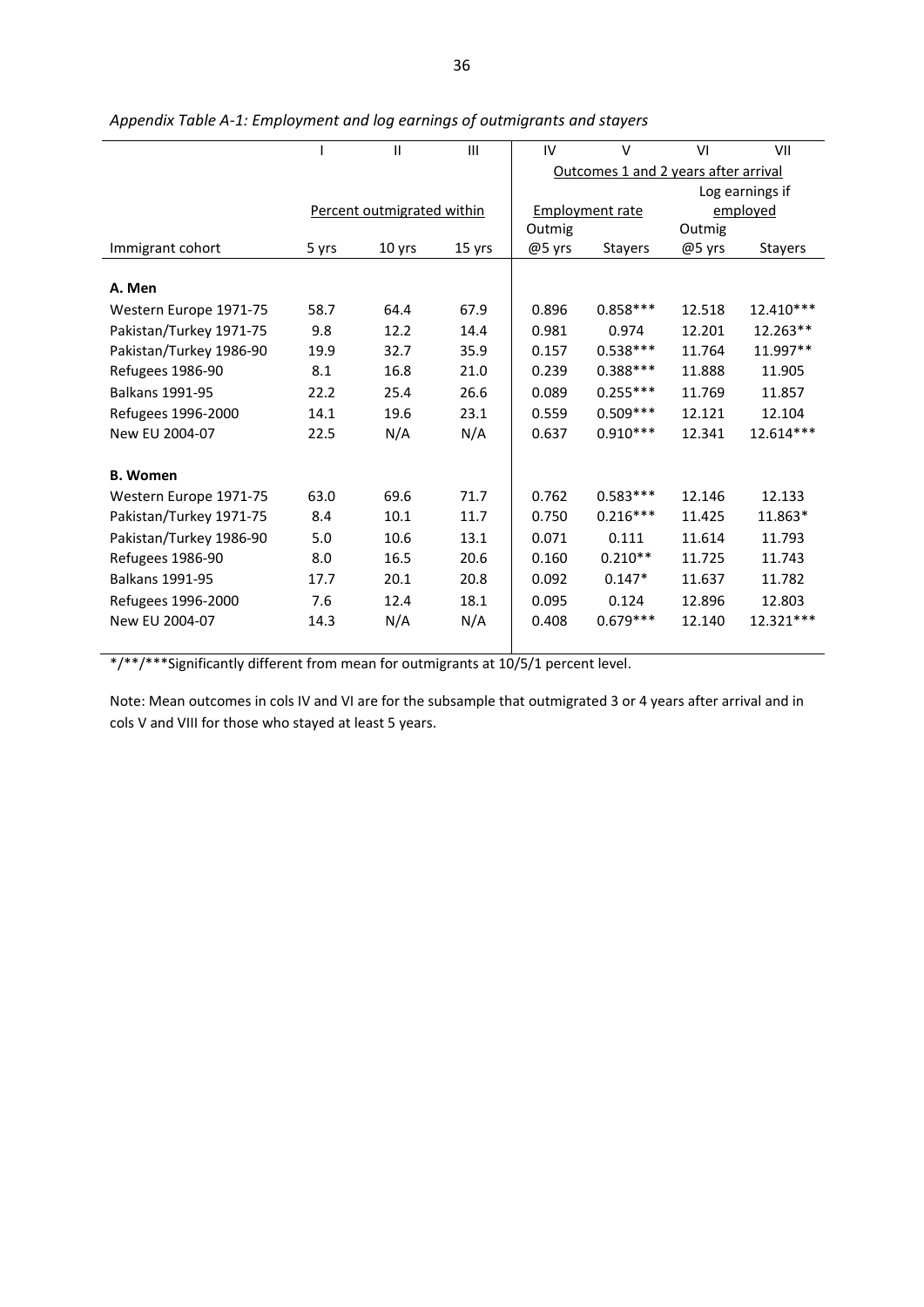*Appendix Table A-1: Employment and log earnings of outmigrants and stayers*

| | I | II | III | IV | V | VI | VII |
|---|---|---|---|---|---|---|---|
| | | | | Outcomes 1 and 2 years after arrival | | | |
| | Percent outmigrated within | | | Employment rate | | Log earnings if employed | |
| Immigrant cohort | 5 yrs | 10 yrs | 15 yrs | Outmig @5 yrs | Stayers | Outmig @5 yrs | Stayers |
| **A. Men** | | | | | | | |
| Western Europe 1971-75 | 58.7 | 64.4 | 67.9 | 0.896 | 0.858*** | 12.518 | 12.410*** |
| Pakistan/Turkey 1971-75 | 9.8 | 12.2 | 14.4 | 0.981 | 0.974 | 12.201 | 12.263** |
| Pakistan/Turkey 1986-90 | 19.9 | 32.7 | 35.9 | 0.157 | 0.538*** | 11.764 | 11.997** |
| Refugees 1986-90 | 8.1 | 16.8 | 21.0 | 0.239 | 0.388*** | 11.888 | 11.905 |
| Balkans 1991-95 | 22.2 | 25.4 | 26.6 | 0.089 | 0.255*** | 11.769 | 11.857 |
| Refugees 1996-2000 | 14.1 | 19.6 | 23.1 | 0.559 | 0.509*** | 12.121 | 12.104 |
| New EU 2004-07 | 22.5 | N/A | N/A | 0.637 | 0.910*** | 12.341 | 12.614*** |
| **B. Women** | | | | | | | |
| Western Europe 1971-75 | 63.0 | 69.6 | 71.7 | 0.762 | 0.583*** | 12.146 | 12.133 |
| Pakistan/Turkey 1971-75 | 8.4 | 10.1 | 11.7 | 0.750 | 0.216*** | 11.425 | 11.863* |
| Pakistan/Turkey 1986-90 | 5.0 | 10.6 | 13.1 | 0.071 | 0.111 | 11.614 | 11.793 |
| Refugees 1986-90 | 8.0 | 16.5 | 20.6 | 0.160 | 0.210** | 11.725 | 11.743 |
| Balkans 1991-95 | 17.7 | 20.1 | 20.8 | 0.092 | 0.147* | 11.637 | 11.782 |
| Refugees 1996-2000 | 7.6 | 12.4 | 18.1 | 0.095 | 0.124 | 12.896 | 12.803 |
| New EU 2004-07 | 14.3 | N/A | N/A | 0.408 | 0.679*** | 12.140 | 12.321*** |

*/**/***Significantly different from mean for outmigrants at 10/5/1 percent level.

Note: Mean outcomes in cols IV and VI are for the subsample that outmigrated 3 or 4 years after arrival and in cols V and VIII for those who stayed at least 5 years.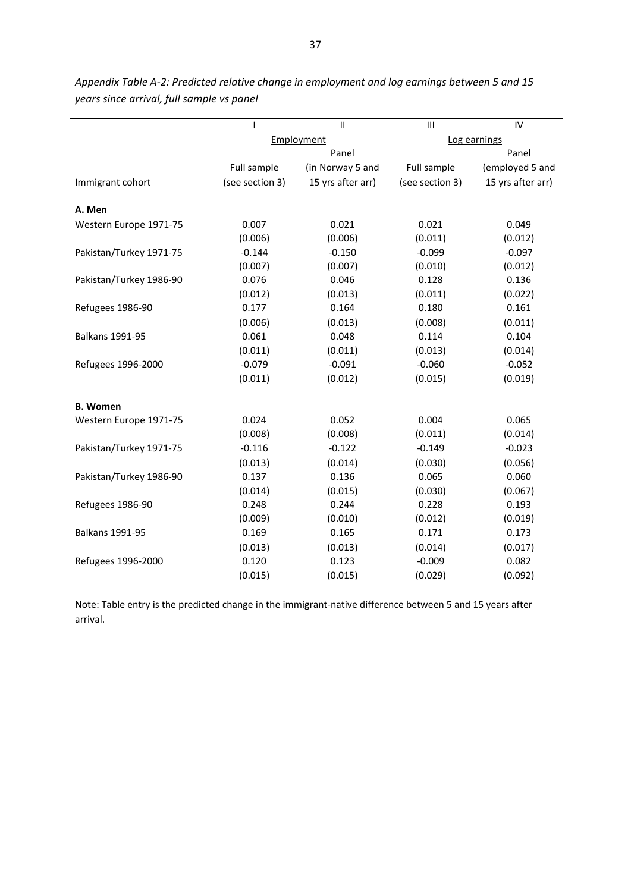*Appendix Table A-2: Predicted relative change in employment and log earnings between 5 and 15 years since arrival, full sample vs panel*

| | I | II | III | IV |
|---|---|---|---|---|
| | Employment | | Log earnings | |
| | Full sample (see section 3) | Panel (in Norway 5 and 15 yrs after arr) | Full sample (see section 3) | Panel (employed 5 and 15 yrs after arr) |
| Immigrant cohort | | | | |
| **A. Men** | | | | |
| Western Europe 1971-75 | 0.007 | 0.021 | 0.021 | 0.049 |
| | (0.006) | (0.006) | (0.011) | (0.012) |
| Pakistan/Turkey 1971-75 | -0.144 | -0.150 | -0.099 | -0.097 |
| | (0.007) | (0.007) | (0.010) | (0.012) |
| Pakistan/Turkey 1986-90 | 0.076 | 0.046 | 0.128 | 0.136 |
| | (0.012) | (0.013) | (0.011) | (0.022) |
| Refugees 1986-90 | 0.177 | 0.164 | 0.180 | 0.161 |
| | (0.006) | (0.013) | (0.008) | (0.011) |
| Balkans 1991-95 | 0.061 | 0.048 | 0.114 | 0.104 |
| | (0.011) | (0.011) | (0.013) | (0.014) |
| Refugees 1996-2000 | -0.079 | -0.091 | -0.060 | -0.052 |
| | (0.011) | (0.012) | (0.015) | (0.019) |
| **B. Women** | | | | |
| Western Europe 1971-75 | 0.024 | 0.052 | 0.004 | 0.065 |
| | (0.008) | (0.008) | (0.011) | (0.014) |
| Pakistan/Turkey 1971-75 | -0.116 | -0.122 | -0.149 | -0.023 |
| | (0.013) | (0.014) | (0.030) | (0.056) |
| Pakistan/Turkey 1986-90 | 0.137 | 0.136 | 0.065 | 0.060 |
| | (0.014) | (0.015) | (0.030) | (0.067) |
| Refugees 1986-90 | 0.248 | 0.244 | 0.228 | 0.193 |
| | (0.009) | (0.010) | (0.012) | (0.019) |
| Balkans 1991-95 | 0.169 | 0.165 | 0.171 | 0.173 |
| | (0.013) | (0.013) | (0.014) | (0.017) |
| Refugees 1996-2000 | 0.120 | 0.123 | -0.009 | 0.082 |
| | (0.015) | (0.015) | (0.029) | (0.092) |

Note: Table entry is the predicted change in the immigrant-native difference between 5 and 15 years after arrival.